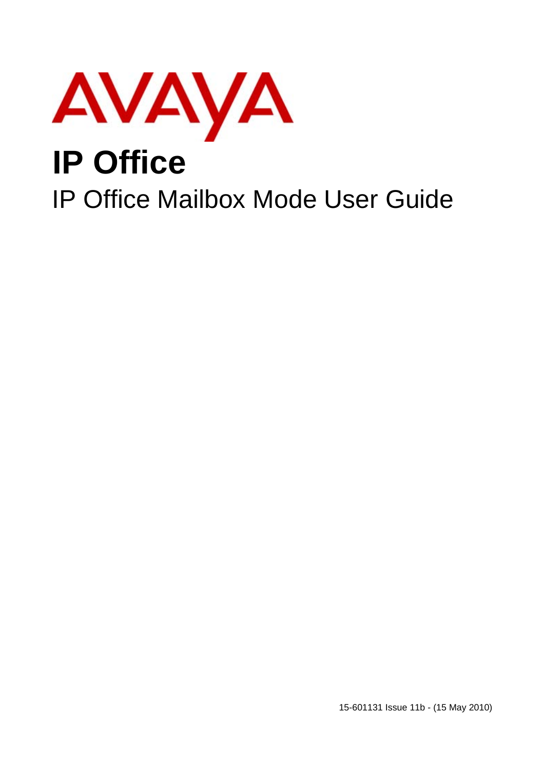AVAYA

# IP Office

## IP Office Mailbox Mode User Guide

15-601131 Issue 11b - (15 May 2010)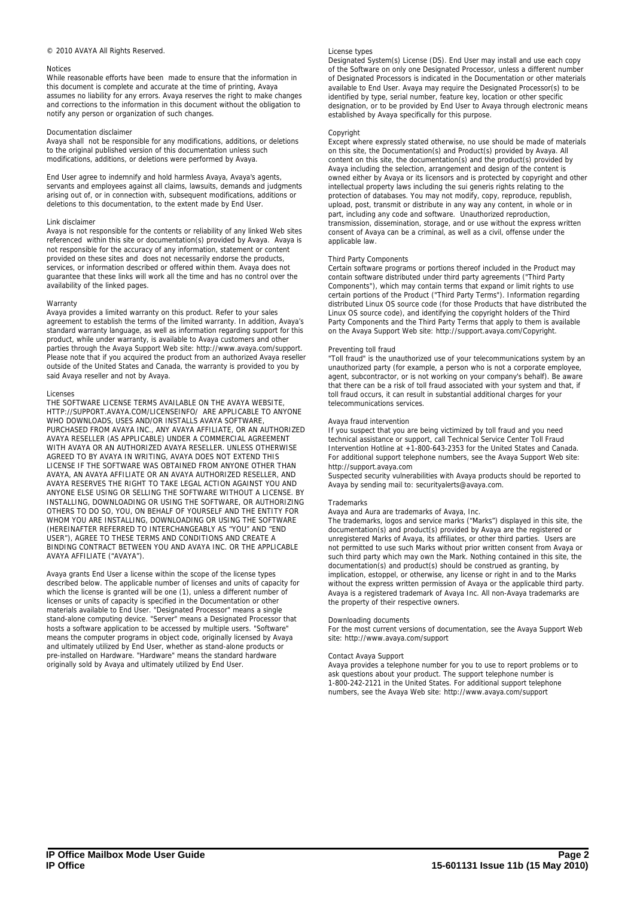© 2010 AVAYA All Rights Reserved.

#### Notices

While reasonable efforts have been made to ensure that the information in this document is complete and accurate at the time of printing, Avaya assumes no liability for any errors. Avaya reserves the right to make changes and corrections to the information in this document without the obligation to notify any person or organization of such changes.

#### Documentation disclaimer

Avaya shall not be responsible for any modifications, additions, or deletions to the original published version of this documentation unless such modifications, additions, or deletions were performed by Avaya.

End User agree to indemnify and hold harmless Avaya, Avaya's agents, servants and employees against all claims, lawsuits, demands and judgments arising out of, or in connection with, subsequent modifications, additions or deletions to this documentation, to the extent made by End User.

#### Link disclaimer

Avaya is not responsible for the contents or reliability of any linked Web sites referenced within this site or documentation(s) provided by Avaya. Avaya is not responsible for the accuracy of any information, statement or content provided on these sites and does not necessarily endorse the products, services, or information described or offered within them. Avaya does not guarantee that these links will work all the time and has no control over the availability of the linked pages.

#### Warranty

Avaya provides a limited warranty on this product. Refer to your sales agreement to establish the terms of the limited warranty. In addition, Avaya's standard warranty language, as well as information regarding support for this product, while under warranty, is available to Avaya customers and other parties through the Avaya Support Web site: http://www.avaya.com/support. Please note that if you acquired the product from an authorized Avaya reseller outside of the United States and Canada, the warranty is provided to you by said Avaya reseller and not by Avaya.

#### Licenses

THE SOFTWARE LICENSE TERMS AVAILABLE ON THE AVAYA WEBSITE, HTTP://SUPPORT.AVAYA.COM/LICENSEINFO/ ARE APPLICABLE TO ANYONE WHO DOWNLOADS, USES AND/OR INSTALLS AVAYA SOFTWARE, PURCHASED FROM AVAYA INC., ANY AVAYA AFFILIATE, OR AN AUTHORIZED AVAYA RESELLER (AS APPLICABLE) UNDER A COMMERCIAL AGREEMENT WITH AVAYA OR AN AUTHORIZED AVAYA RESELLER. UNLESS OTHERWISE AGREED TO BY AVAYA IN WRITING, AVAYA DOES NOT EXTEND THIS LICENSE IF THE SOFTWARE WAS OBTAINED FROM ANYONE OTHER THAN AVAYA, AN AVAYA AFFILIATE OR AN AVAYA AUTHORIZED RESELLER, AND AVAYA RESERVES THE RIGHT TO TAKE LEGAL ACTION AGAINST YOU AND ANYONE ELSE USING OR SELLING THE SOFTWARE WITHOUT A LICENSE. BY INSTALLING, DOWNLOADING OR USING THE SOFTWARE, OR AUTHORIZING OTHERS TO DO SO, YOU, ON BEHALF OF YOURSELF AND THE ENTITY FOR WHOM YOU ARE INSTALLING, DOWNLOADING OR USING THE SOFTWARE (HEREINAFTER REFERRED TO INTERCHANGEABLY AS "YOU" AND "END USER"), AGREE TO THESE TERMS AND CONDITIONS AND CREATE A BINDING CONTRACT BETWEEN YOU AND AVAYA INC. OR THE APPLICABLE AVAYA AFFILIATE ("AVAYA").

Avaya grants End User a license within the scope of the license types described below. The applicable number of licenses and units of capacity for which the license is granted will be one (1), unless a different number of licenses or units of capacity is specified in the Documentation or other materials available to End User. "Designated Processor" means a single stand-alone computing device. "Server" means a Designated Processor that hosts a software application to be accessed by multiple users. "Software" means the computer programs in object code, originally licensed by Avaya and ultimately utilized by End User, whether as stand-alone products or pre-installed on Hardware. "Hardware" means the standard hardware originally sold by Avaya and ultimately utilized by End User.

#### License types

Designated System(s) License (DS). End User may install and use each copy of the Software on only one Designated Processor, unless a different number of Designated Processors is indicated in the Documentation or other materials available to End User. Avaya may require the Designated Processor(s) to be identified by type, serial number, feature key, location or other specific designation, or to be provided by End User to Avaya through electronic means established by Avaya specifically for this purpose.

#### Copyright

Except where expressly stated otherwise, no use should be made of materials on this site, the Documentation(s) and Product(s) provided by Avaya. All content on this site, the documentation(s) and the product(s) provided by Avaya including the selection, arrangement and design of the content is owned either by Avaya or its licensors and is protected by copyright and other intellectual property laws including the sui generis rights relating to the protection of databases. You may not modify, copy, reproduce, republish, upload, post, transmit or distribute in any way any content, in whole or in part, including any code and software. Unauthorized reproduction, transmission, dissemination, storage, and or use without the express written consent of Avaya can be a criminal, as well as a civil, offense under the applicable law.

#### Third Party Components

Certain software programs or portions thereof included in the Product may contain software distributed under third party agreements ("Third Party Components"), which may contain terms that expand or limit rights to use certain portions of the Product ("Third Party Terms"). Information regarding distributed Linux OS source code (for those Products that have distributed the Linux OS source code), and identifying the copyright holders of the Third Party Components and the Third Party Terms that apply to them is available on the Avaya Support Web site: http://support.avaya.com/Copyright.

#### Preventing toll fraud

"Toll fraud" is the unauthorized use of your telecommunications system by an unauthorized party (for example, a person who is not a corporate employee, agent, subcontractor, or is not working on your company's behalf). Be aware that there can be a risk of toll fraud associated with your system and that, if toll fraud occurs, it can result in substantial additional charges for your telecommunications services.

#### Avaya fraud intervention

If you suspect that you are being victimized by toll fraud and you need technical assistance or support, call Technical Service Center Toll Fraud Intervention Hotline at +1-800-643-2353 for the United States and Canada. For additional support telephone numbers, see the Avaya Support Web site: http://support.avaya.com

Suspected security vulnerabilities with Avaya products should be reported to Avaya by sending mail to: securityalerts@avaya.com.

#### Trademarks

Avaya and Aura are trademarks of Avaya, Inc.

The trademarks, logos and service marks ("Marks") displayed in this site, the documentation(s) and product(s) provided by Avaya are the registered or unregistered Marks of Avaya, its affiliates, or other third parties. Users are not permitted to use such Marks without prior written consent from Avaya or such third party which may own the Mark. Nothing contained in this site, the documentation(s) and product(s) should be construed as granting, by implication, estoppel, or otherwise, any license or right in and to the Marks without the express written permission of Avaya or the applicable third party. Avaya is a registered trademark of Avaya Inc. All non-Avaya trademarks are the property of their respective owners.

#### Downloading documents

For the most current versions of documentation, see the Avaya Support Web site: http://www.avaya.com/support

#### Contact Avaya Support

Avaya provides a telephone number for you to use to report problems or to ask questions about your product. The support telephone number is 1-800-242-2121 in the United States. For additional support telephone numbers, see the Avaya Web site: http://www.avaya.com/support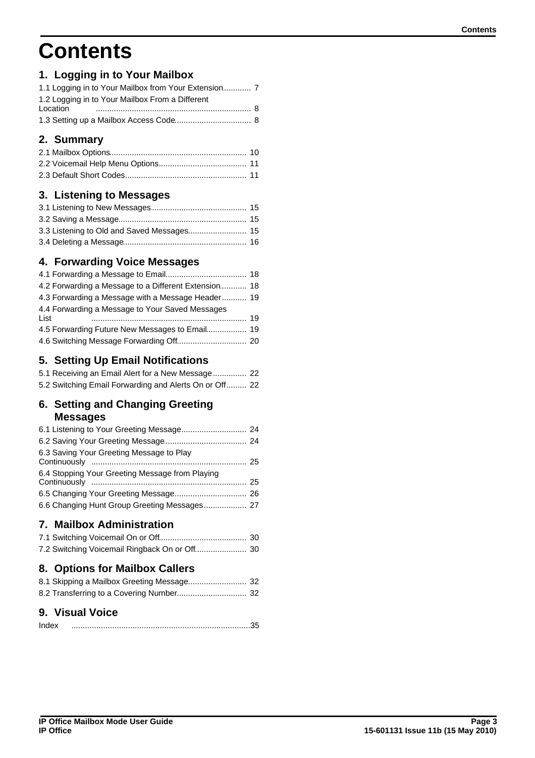# Contents

## 1. Logging in to Your Mailbox

1.1 Logging in to Your Mailbox from Your Extension ............ 7
1.2 Logging in to Your Mailbox From a Different Location ..................................................................... 8
1.3 Setting up a Mailbox Access Code ................................. 8

## 2. Summary

2.1 Mailbox Options ............................................................ 10
2.2 Voicemail Help Menu Options ....................................... 11
2.3 Default Short Codes ...................................................... 11

## 3. Listening to Messages

3.1 Listening to New Messages ........................................... 15
3.2 Saving a Message ......................................................... 15
3.3 Listening to Old and Saved Messages .......................... 15
3.4 Deleting a Message ....................................................... 16

## 4. Forwarding Voice Messages

4.1 Forwarding a Message to Email .................................... 18
4.2 Forwarding a Message to a Different Extension ............ 18
4.3 Forwarding a Message with a Message Header ........... 19
4.4 Forwarding a Message to Your Saved Messages List ..................................................................... 19
4.5 Forwarding Future New Messages to Email .................. 19
4.6 Switching Message Forwarding Off ............................... 20

## 5. Setting Up Email Notifications

5.1 Receiving an Email Alert for a New Message ............... 22
5.2 Switching Email Forwarding and Alerts On or Off ......... 22

## 6. Setting and Changing Greeting Messages

6.1 Listening to Your Greeting Message ............................. 24
6.2 Saving Your Greeting Message ..................................... 24
6.3 Saving Your Greeting Message to Play Continuously ..................................................................... 25
6.4 Stopping Your Greeting Message from Playing Continuously ..................................................................... 25
6.5 Changing Your Greeting Message ................................ 26
6.6 Changing Hunt Group Greeting Messages ................... 27

## 7. Mailbox Administration

7.1 Switching Voicemail On or Off ....................................... 30
7.2 Switching Voicemail Ringback On or Off ....................... 30

## 8. Options for Mailbox Callers

8.1 Skipping a Mailbox Greeting Message .......................... 32
8.2 Transferring to a Covering Number ............................... 32

## 9. Visual Voice

Index ...............................................................................35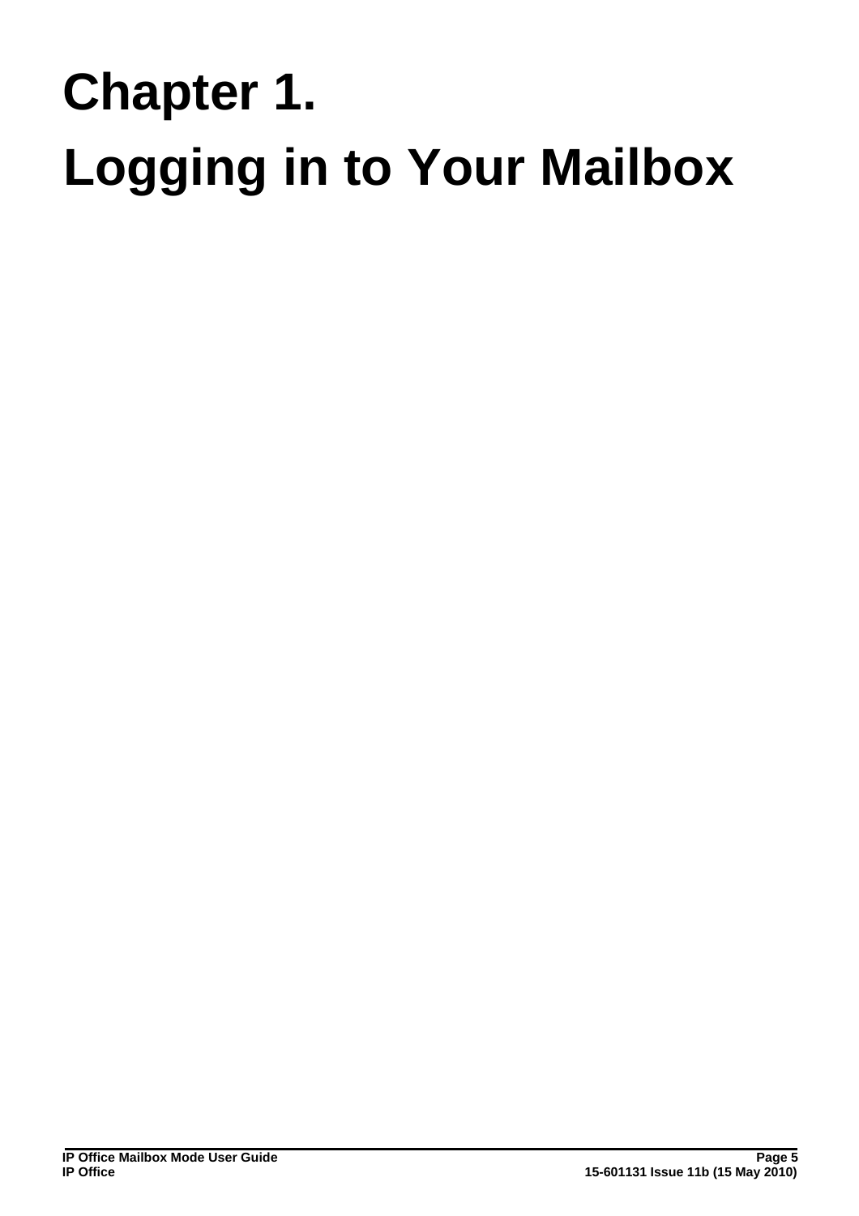# Chapter 1. Logging in to Your Mailbox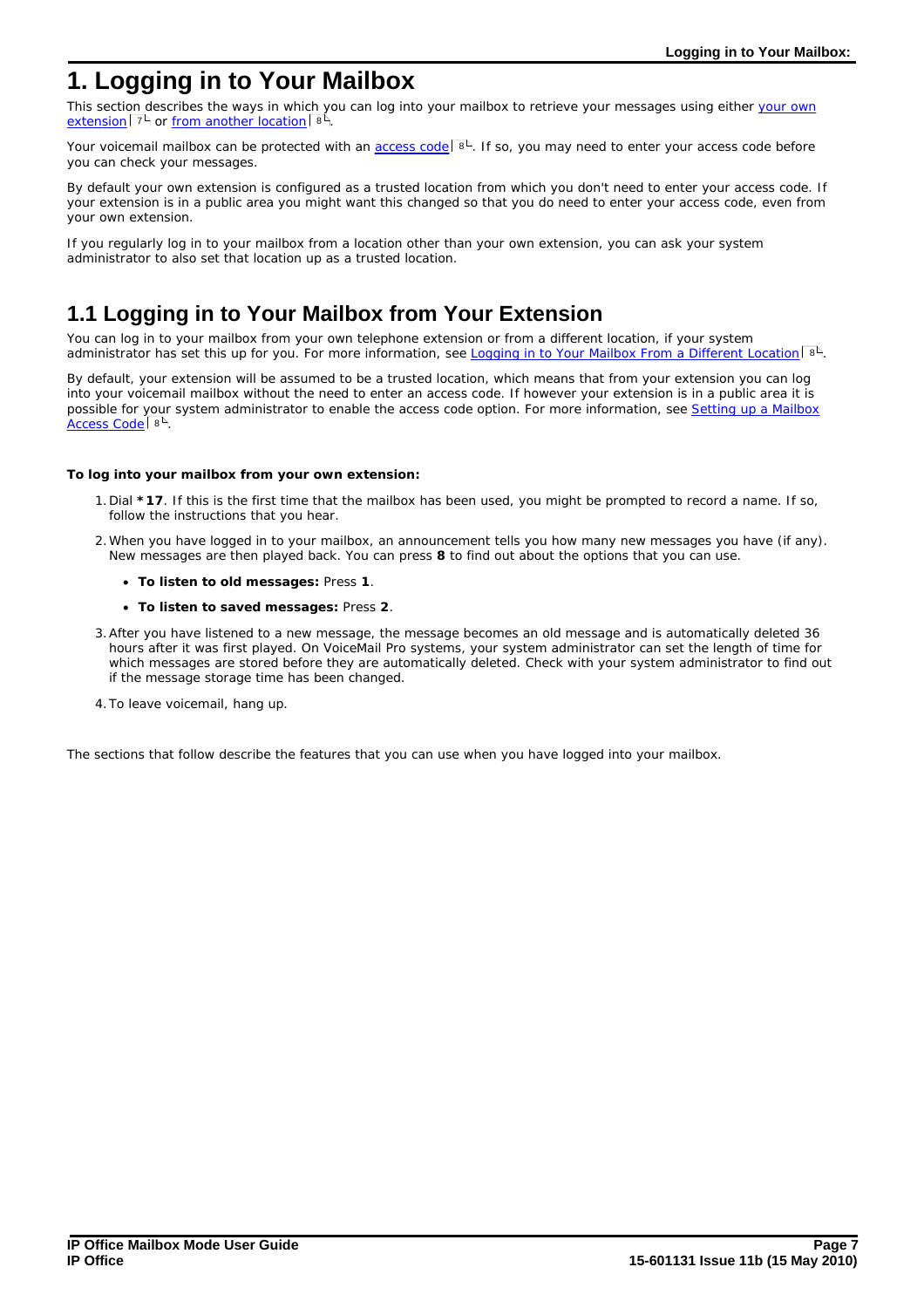# 1. Logging in to Your Mailbox

This section describes the ways in which you can log into your mailbox to retrieve your messages using either your own extension 7 or from another location 8.

Your voicemail mailbox can be protected with an access code 8. If so, you may need to enter your access code before you can check your messages.

By default your own extension is configured as a trusted location from which you don't need to enter your access code. If your extension is in a public area you might want this changed so that you do need to enter your access code, even from your own extension.

If you regularly log in to your mailbox from a location other than your own extension, you can ask your system administrator to also set that location up as a trusted location.

## 1.1 Logging in to Your Mailbox from Your Extension

You can log in to your mailbox from your own telephone extension or from a different location, if your system administrator has set this up for you. For more information, see Logging in to Your Mailbox From a Different Location 8.

By default, your extension will be assumed to be a trusted location, which means that from your extension you can log into your voicemail mailbox without the need to enter an access code. If however your extension is in a public area it is possible for your system administrator to enable the access code option. For more information, see Setting up a Mailbox Access Code 8.

**To log into your mailbox from your own extension:**

1. Dial ***17**. If this is the first time that the mailbox has been used, you might be prompted to record a name. If so, follow the instructions that you hear.
2. When you have logged in to your mailbox, an announcement tells you how many new messages you have (if any). New messages are then played back. You can press **8** to find out about the options that you can use.
   - **To listen to old messages:** Press **1**.
   - **To listen to saved messages:** Press **2**.
3. After you have listened to a new message, the message becomes an old message and is automatically deleted 36 hours after it was first played. On VoiceMail Pro systems, your system administrator can set the length of time for which messages are stored before they are automatically deleted. Check with your system administrator to find out if the message storage time has been changed.
4. To leave voicemail, hang up.

The sections that follow describe the features that you can use when you have logged into your mailbox.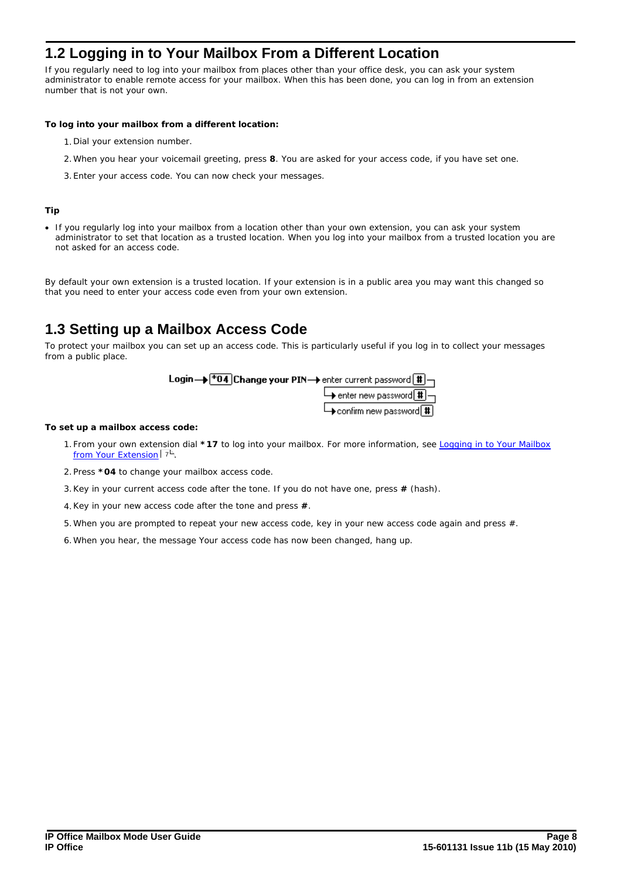## 1.2 Logging in to Your Mailbox From a Different Location

If you regularly need to log into your mailbox from places other than your office desk, you can ask your system administrator to enable remote access for your mailbox. When this has been done, you can log in from an extension number that is not your own.

**To log into your mailbox from a different location:**

1. Dial your extension number.
2. When you hear your voicemail greeting, press **8**. You are asked for your access code, if you have set one.
3. Enter your access code. You can now check your messages.

**Tip**

- If you regularly log into your mailbox from a location other than your own extension, you can ask your system administrator to set that location as a trusted location. When you log into your mailbox from a trusted location you are not asked for an access code.

By default your own extension is a trusted location. If your extension is in a public area you may want this changed so that you need to enter your access code even from your own extension.

## 1.3 Setting up a Mailbox Access Code

To protect your mailbox you can set up an access code. This is particularly useful if you log in to collect your messages from a public place.

Login → *04 Change your PIN → enter current password # → enter new password # → confirm new password #

**To set up a mailbox access code:**

1. From your own extension dial ***17** to log into your mailbox. For more information, see Logging in to Your Mailbox from Your Extension 7.
2. Press ***04** to change your mailbox access code.
3. Key in your current access code after the tone. If you do not have one, press **#** (hash).
4. Key in your new access code after the tone and press **#**.
5. When you are prompted to repeat your new access code, key in your new access code again and press #.
6. When you hear, the message Your access code has now been changed, hang up.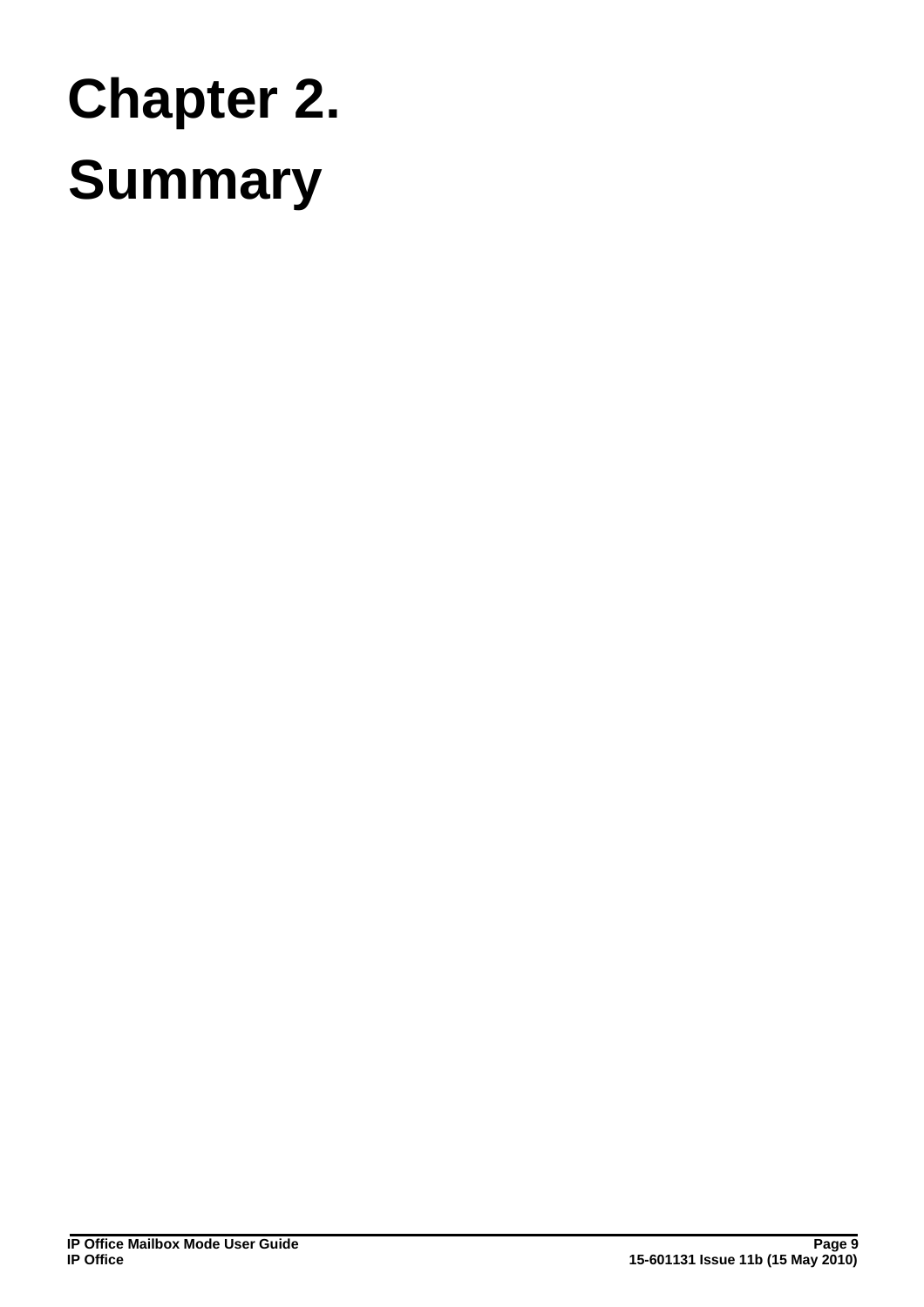# Chapter 2. Summary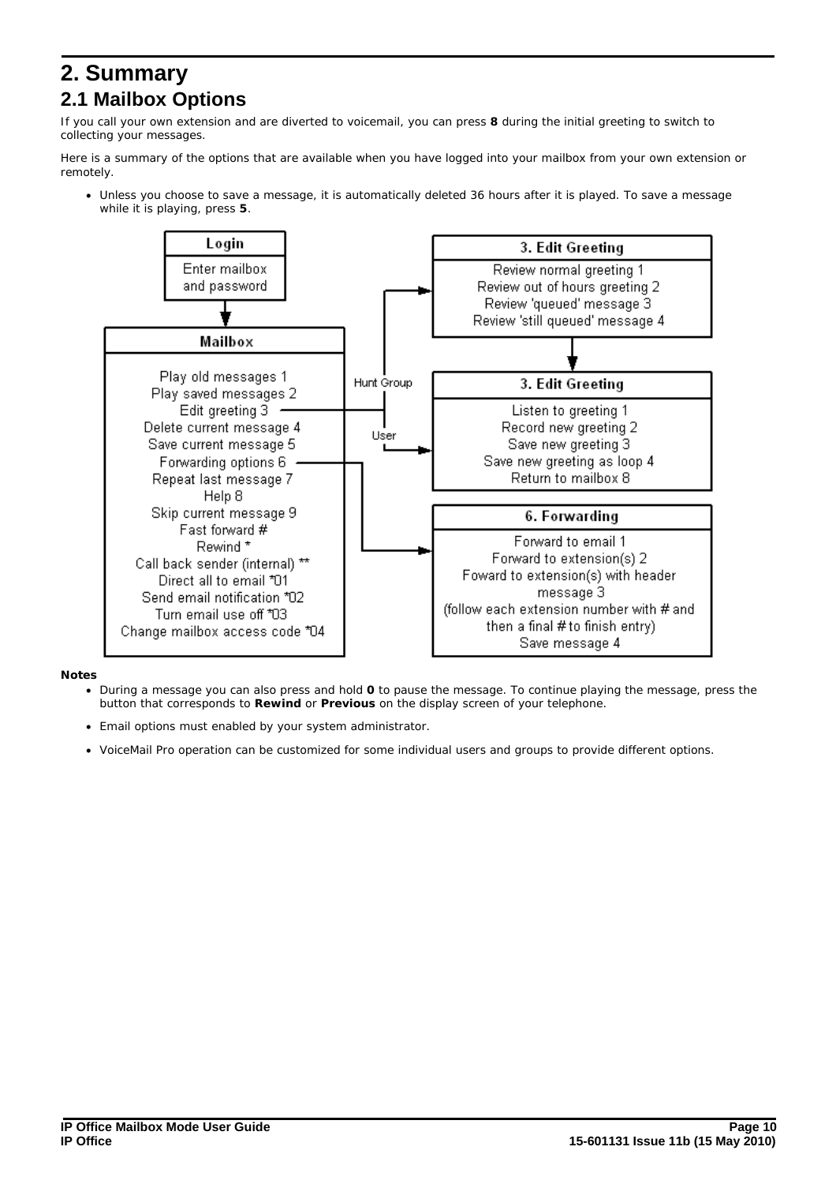# 2. Summary

## 2.1 Mailbox Options

If you call your own extension and are diverted to voicemail, you can press **8** during the initial greeting to switch to collecting your messages.

Here is a summary of the options that are available when you have logged into your mailbox from your own extension or remotely.

- Unless you choose to save a message, it is automatically deleted 36 hours after it is played. To save a message while it is playing, press **5**.

**Login**

Enter mailbox and password

**Mailbox**

Play old messages 1
Play saved messages 2
Edit greeting 3
Delete current message 4
Save current message 5
Forwarding options 6
Repeat last message 7
Help 8
Skip current message 9
Fast forward #
Rewind *
Call back sender (internal) **
Direct all to email *01
Send email notification *02
Turn email use off *03
Change mailbox access code *04

Edit greeting 3 → Hunt Group → **3. Edit Greeting**

Review normal greeting 1
Review out of hours greeting 2
Review 'queued' message 3
Review 'still queued' message 4

Edit greeting 3 → User → **3. Edit Greeting**

Listen to greeting 1
Record new greeting 2
Save new greeting 3
Save new greeting as loop 4
Return to mailbox 8

Forwarding options 6 → **6. Forwarding**

Forward to email 1
Forward to extension(s) 2
Foward to extension(s) with header message 3
(follow each extension number with # and then a final # to finish entry)
Save message 4

**Notes**

- During a message you can also press and hold **0** to pause the message. To continue playing the message, press the button that corresponds to **Rewind** or **Previous** on the display screen of your telephone.
- Email options must enabled by your system administrator.
- VoiceMail Pro operation can be customized for some individual users and groups to provide different options.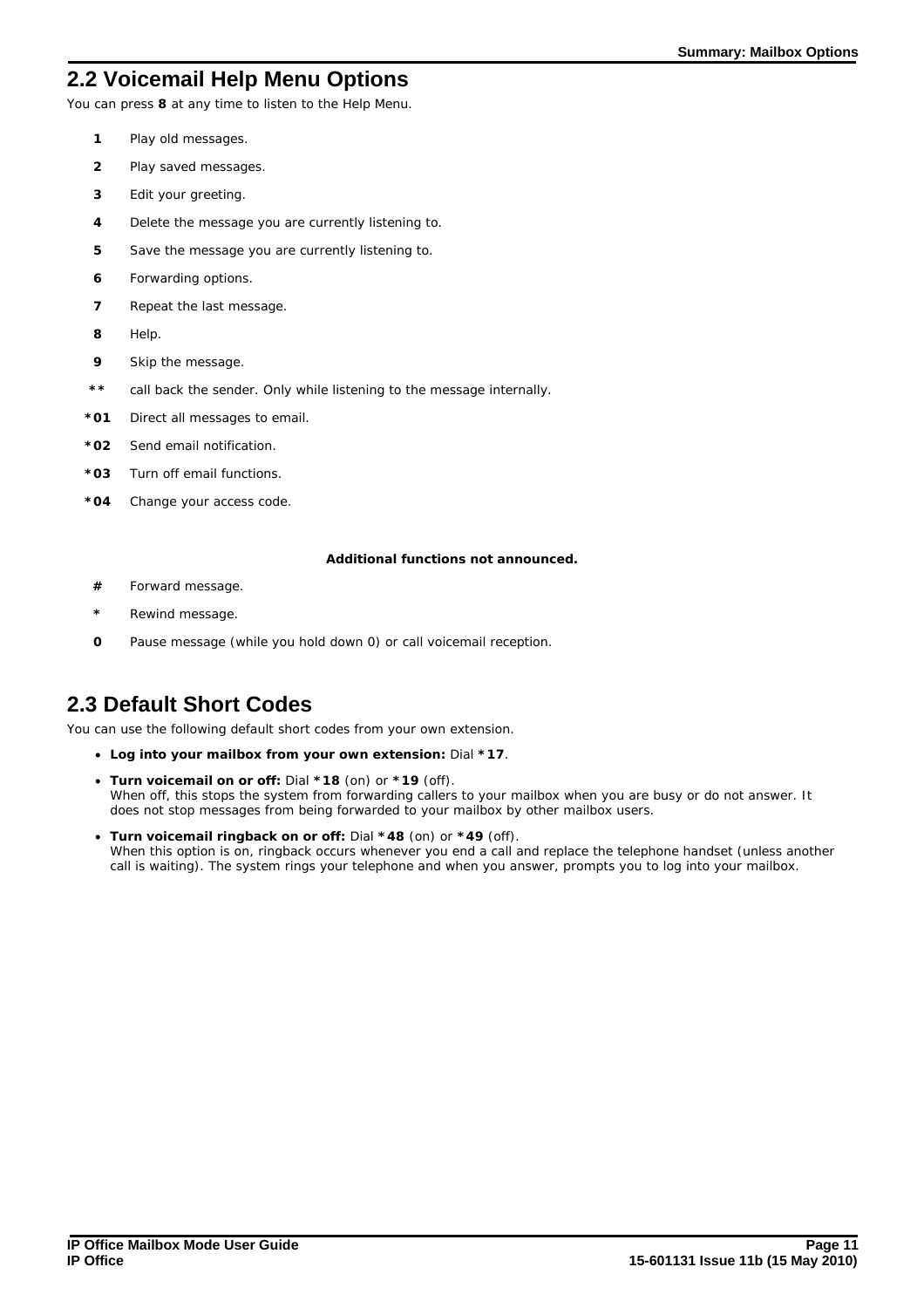## 2.2 Voicemail Help Menu Options

You can press **8** at any time to listen to the Help Menu.

| | |
|---|---|
| **1** | Play old messages. |
| **2** | Play saved messages. |
| **3** | Edit your greeting. |
| **4** | Delete the message you are currently listening to. |
| **5** | Save the message you are currently listening to. |
| **6** | Forwarding options. |
| **7** | Repeat the last message. |
| **8** | Help. |
| **9** | Skip the message. |
| **\*\*** | call back the sender. Only while listening to the message internally. |
| **\*01** | Direct all messages to email. |
| **\*02** | Send email notification. |
| **\*03** | Turn off email functions. |
| **\*04** | Change your access code. |

**Additional functions not announced.**

| | |
|---|---|
| **#** | Forward message. |
| **\*** | Rewind message. |
| **0** | Pause message (while you hold down 0) or call voicemail reception. |

## 2.3 Default Short Codes

You can use the following default short codes from your own extension.

- **Log into your mailbox from your own extension:** Dial ***17**.
- **Turn voicemail on or off:** Dial ***18** (on) or ***19** (off).
  When off, this stops the system from forwarding callers to your mailbox when you are busy or do not answer. It does not stop messages from being forwarded to your mailbox by other mailbox users.
- **Turn voicemail ringback on or off:** Dial ***48** (on) or ***49** (off).
  When this option is on, ringback occurs whenever you end a call and replace the telephone handset (unless another call is waiting). The system rings your telephone and when you answer, prompts you to log into your mailbox.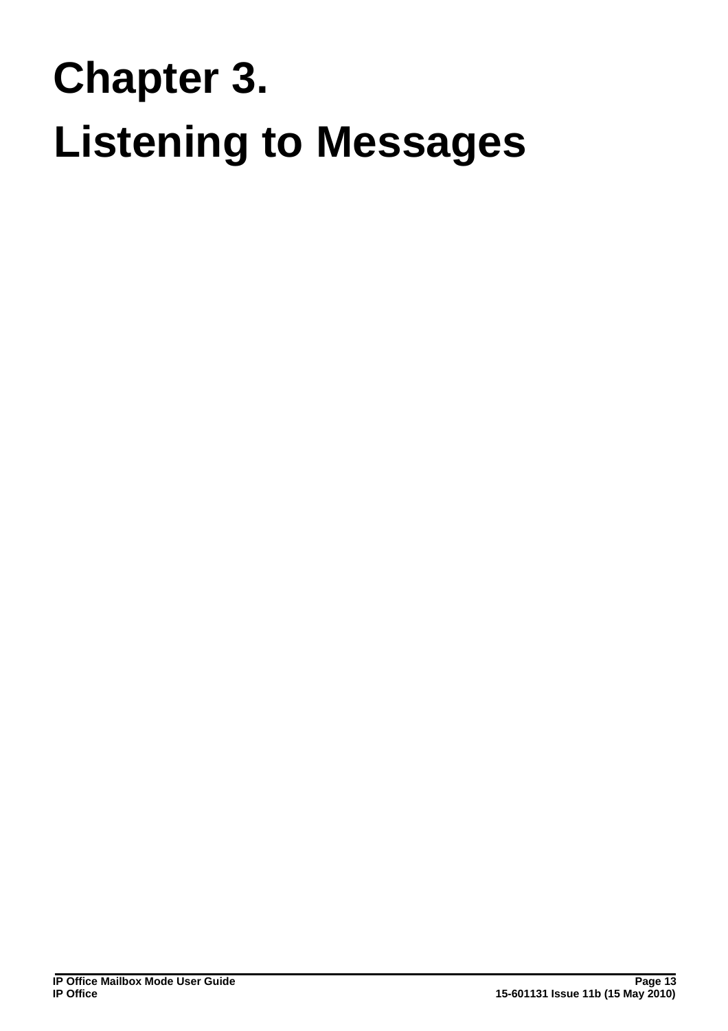# Chapter 3.
# Listening to Messages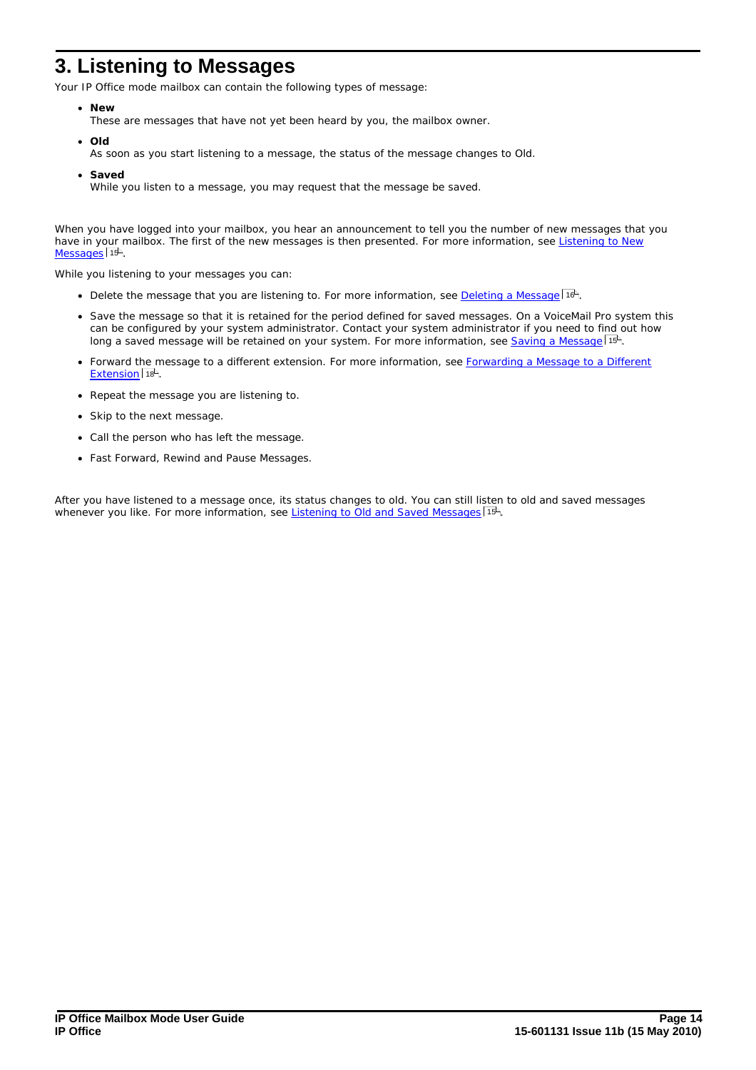# 3. Listening to Messages

Your IP Office mode mailbox can contain the following types of message:

- **New**
  These are messages that have not yet been heard by you, the mailbox owner.
- **Old**
  As soon as you start listening to a message, the status of the message changes to Old.
- **Saved**
  While you listen to a message, you may request that the message be saved.

When you have logged into your mailbox, you hear an announcement to tell you the number of new messages that you have in your mailbox. The first of the new messages is then presented. For more information, see Listening to New Messages 15.

While you listening to your messages you can:

- Delete the message that you are listening to. For more information, see Deleting a Message 16.
- Save the message so that it is retained for the period defined for saved messages. On a VoiceMail Pro system this can be configured by your system administrator. Contact your system administrator if you need to find out how long a saved message will be retained on your system. For more information, see Saving a Message 15.
- Forward the message to a different extension. For more information, see Forwarding a Message to a Different Extension 18.
- Repeat the message you are listening to.
- Skip to the next message.
- Call the person who has left the message.
- Fast Forward, Rewind and Pause Messages.

After you have listened to a message once, its status changes to old. You can still listen to old and saved messages whenever you like. For more information, see Listening to Old and Saved Messages 15.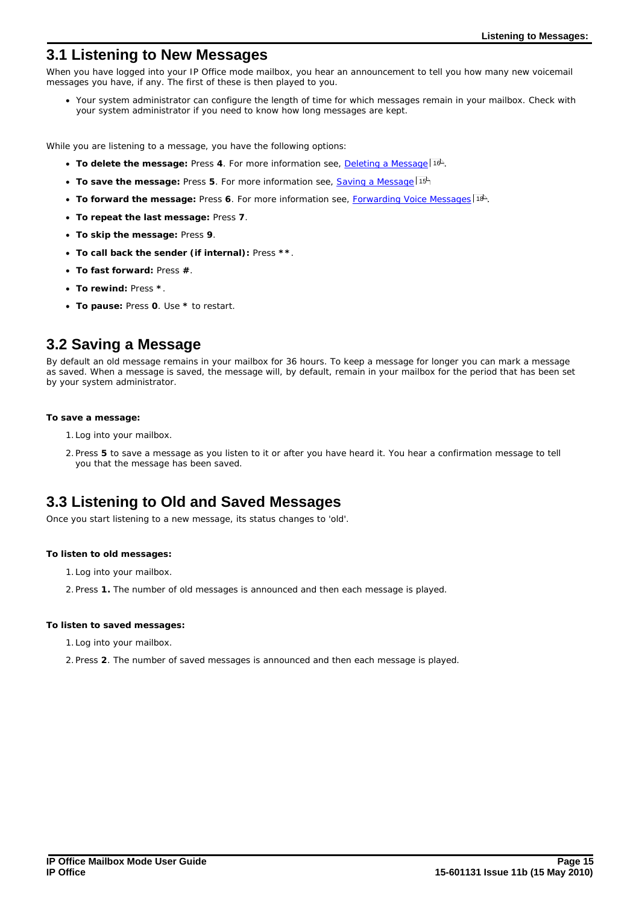## 3.1 Listening to New Messages

When you have logged into your IP Office mode mailbox, you hear an announcement to tell you how many new voicemail messages you have, if any. The first of these is then played to you.

- Your system administrator can configure the length of time for which messages remain in your mailbox. Check with your system administrator if you need to know how long messages are kept.

While you are listening to a message, you have the following options:

- **To delete the message:** Press **4**. For more information see, Deleting a Message 16.
- **To save the message:** Press **5**. For more information see, Saving a Message 15
- **To forward the message:** Press **6**. For more information see, Forwarding Voice Messages 18.
- **To repeat the last message:** Press **7**.
- **To skip the message:** Press **9**.
- **To call back the sender (if internal):** Press ****.
- **To fast forward:** Press **#**.
- **To rewind:** Press *****.
- **To pause:** Press **0**. Use ***** to restart.

## 3.2 Saving a Message

By default an old message remains in your mailbox for 36 hours. To keep a message for longer you can mark a message as saved. When a message is saved, the message will, by default, remain in your mailbox for the period that has been set by your system administrator.

**To save a message:**

1. Log into your mailbox.
2. Press **5** to save a message as you listen to it or after you have heard it. You hear a confirmation message to tell you that the message has been saved.

## 3.3 Listening to Old and Saved Messages

Once you start listening to a new message, its status changes to 'old'.

**To listen to old messages:**

1. Log into your mailbox.
2. Press **1.** The number of old messages is announced and then each message is played.

**To listen to saved messages:**

1. Log into your mailbox.
2. Press **2**. The number of saved messages is announced and then each message is played.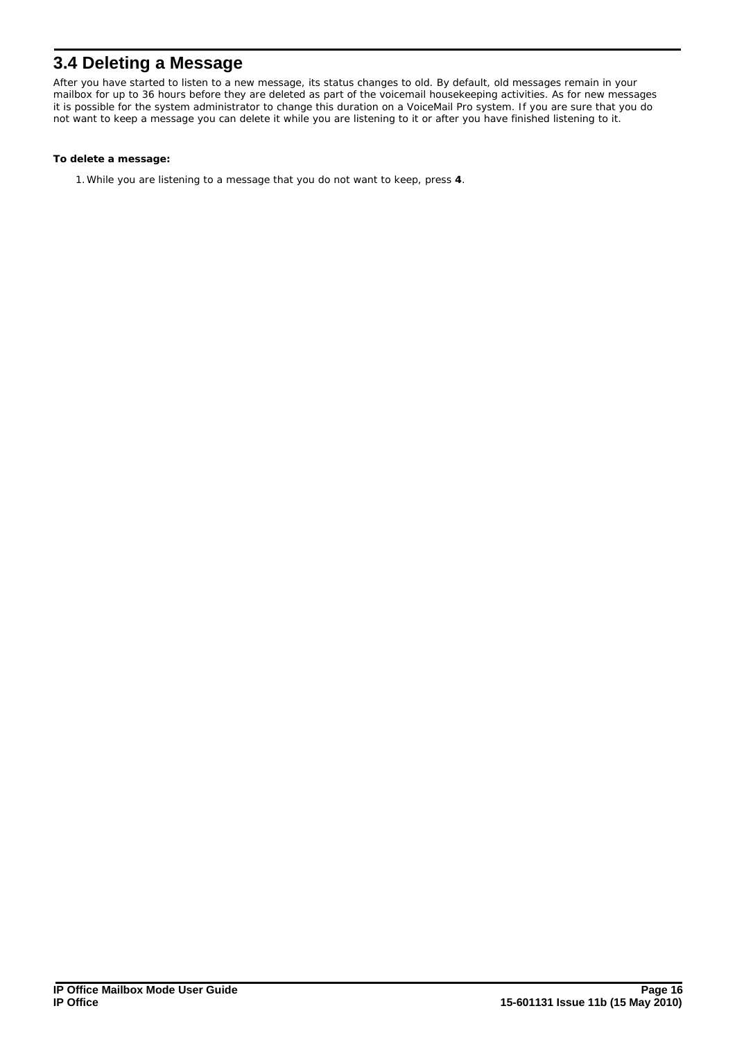## 3.4 Deleting a Message

After you have started to listen to a new message, its status changes to old. By default, old messages remain in your mailbox for up to 36 hours before they are deleted as part of the voicemail housekeeping activities. As for new messages it is possible for the system administrator to change this duration on a VoiceMail Pro system. If you are sure that you do not want to keep a message you can delete it while you are listening to it or after you have finished listening to it.

**To delete a message:**

1. While you are listening to a message that you do not want to keep, press **4**.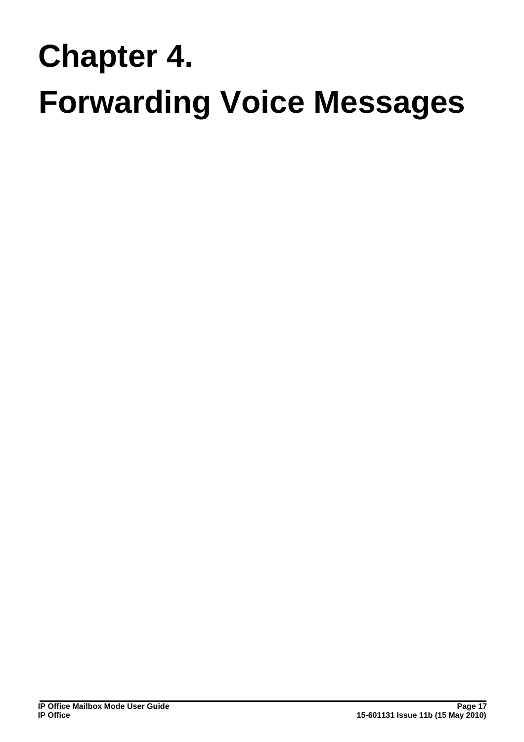# Chapter 4. Forwarding Voice Messages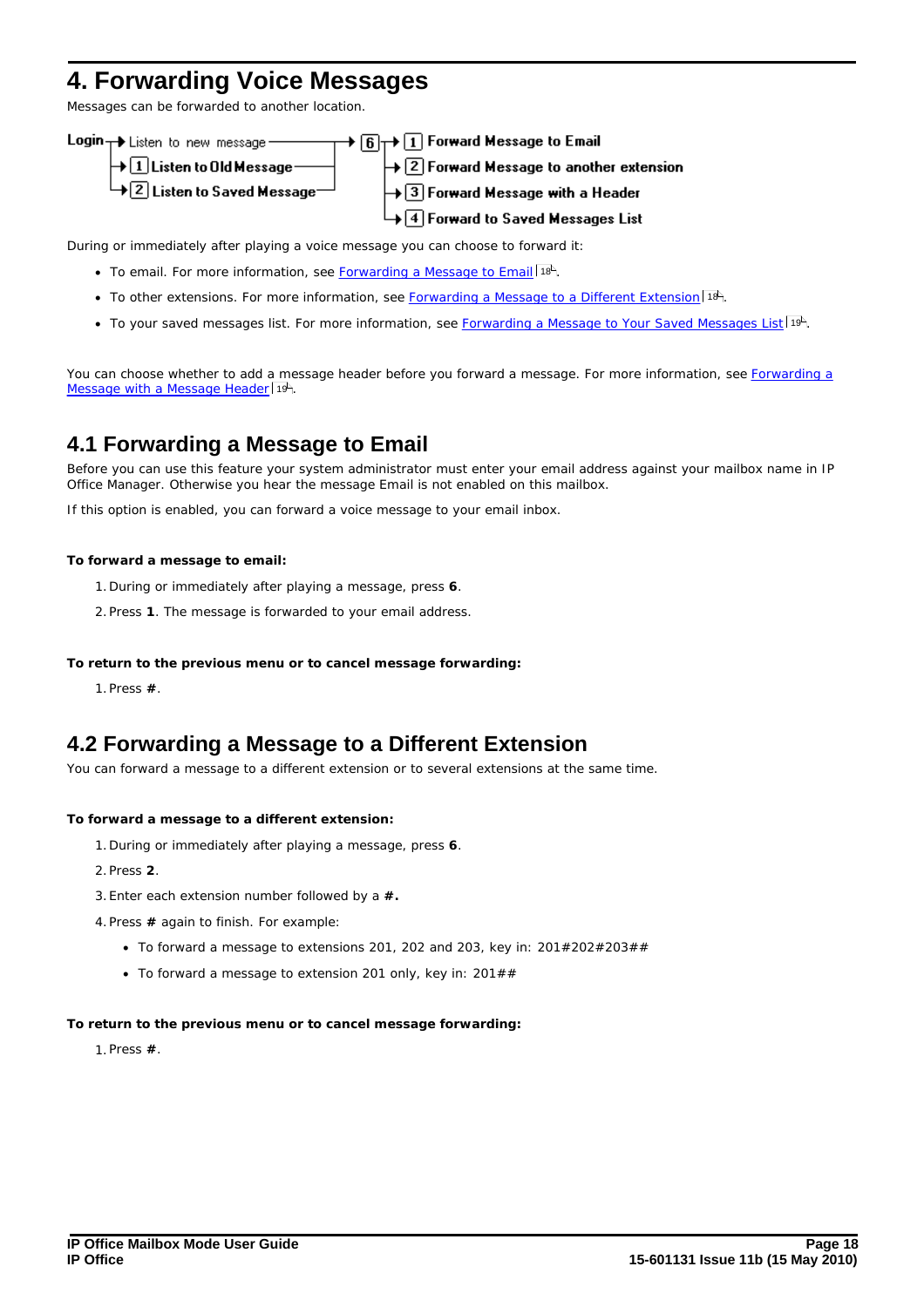# 4. Forwarding Voice Messages

Messages can be forwarded to another location.

Login → Listen to new message / [1] Listen to Old Message / [2] Listen to Saved Message → [6] → [1] Forward Message to Email / [2] Forward Message to another extension / [3] Forward Message with a Header / [4] Forward to Saved Messages List

During or immediately after playing a voice message you can choose to forward it:

- To email. For more information, see Forwarding a Message to Email 18.
- To other extensions. For more information, see Forwarding a Message to a Different Extension 18.
- To your saved messages list. For more information, see Forwarding a Message to Your Saved Messages List 19.

You can choose whether to add a message header before you forward a message. For more information, see Forwarding a Message with a Message Header 19.

## 4.1 Forwarding a Message to Email

Before you can use this feature your system administrator must enter your email address against your mailbox name in IP Office Manager. Otherwise you hear the message Email is not enabled on this mailbox.

If this option is enabled, you can forward a voice message to your email inbox.

**To forward a message to email:**

1. During or immediately after playing a message, press **6**.
2. Press **1**. The message is forwarded to your email address.

**To return to the previous menu or to cancel message forwarding:**

1. Press **#**.

## 4.2 Forwarding a Message to a Different Extension

You can forward a message to a different extension or to several extensions at the same time.

**To forward a message to a different extension:**

1. During or immediately after playing a message, press **6**.
2. Press **2**.
3. Enter each extension number followed by a **#.**
4. Press **#** again to finish. For example:
   - To forward a message to extensions 201, 202 and 203, key in: 201#202#203##
   - To forward a message to extension 201 only, key in: 201##

**To return to the previous menu or to cancel message forwarding:**

1. Press **#**.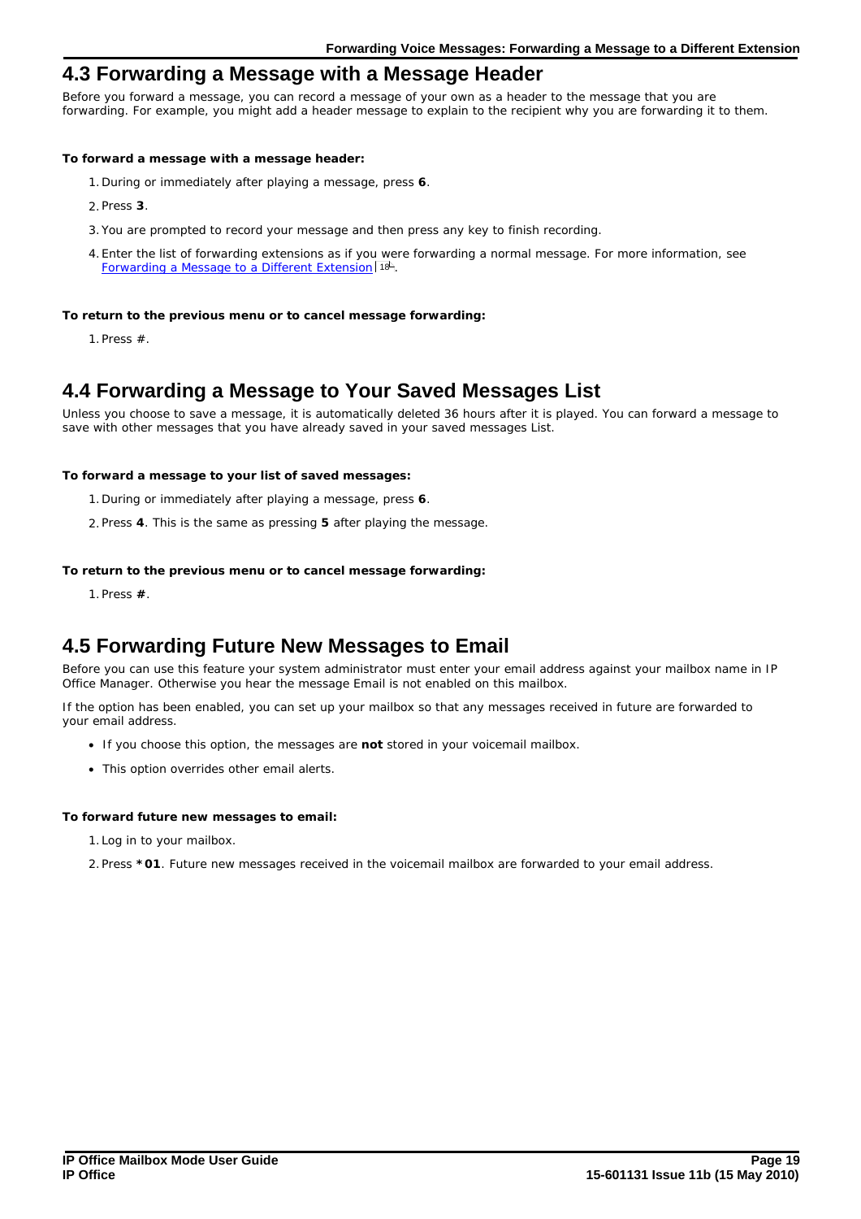## 4.3 Forwarding a Message with a Message Header

Before you forward a message, you can record a message of your own as a header to the message that you are forwarding. For example, you might add a header message to explain to the recipient why you are forwarding it to them.

**To forward a message with a message header:**

1. During or immediately after playing a message, press **6**.
2. Press **3**.
3. You are prompted to record your message and then press any key to finish recording.
4. Enter the list of forwarding extensions as if you were forwarding a normal message. For more information, see Forwarding a Message to a Different Extension 18.

**To return to the previous menu or to cancel message forwarding:**

1. Press #.

## 4.4 Forwarding a Message to Your Saved Messages List

Unless you choose to save a message, it is automatically deleted 36 hours after it is played. You can forward a message to save with other messages that you have already saved in your saved messages List.

**To forward a message to your list of saved messages:**

1. During or immediately after playing a message, press **6**.
2. Press **4**. This is the same as pressing **5** after playing the message.

**To return to the previous menu or to cancel message forwarding:**

1. Press **#**.

## 4.5 Forwarding Future New Messages to Email

Before you can use this feature your system administrator must enter your email address against your mailbox name in IP Office Manager. Otherwise you hear the message Email is not enabled on this mailbox.

If the option has been enabled, you can set up your mailbox so that any messages received in future are forwarded to your email address.

- If you choose this option, the messages are **not** stored in your voicemail mailbox.
- This option overrides other email alerts.

**To forward future new messages to email:**

1. Log in to your mailbox.
2. Press ***01**. Future new messages received in the voicemail mailbox are forwarded to your email address.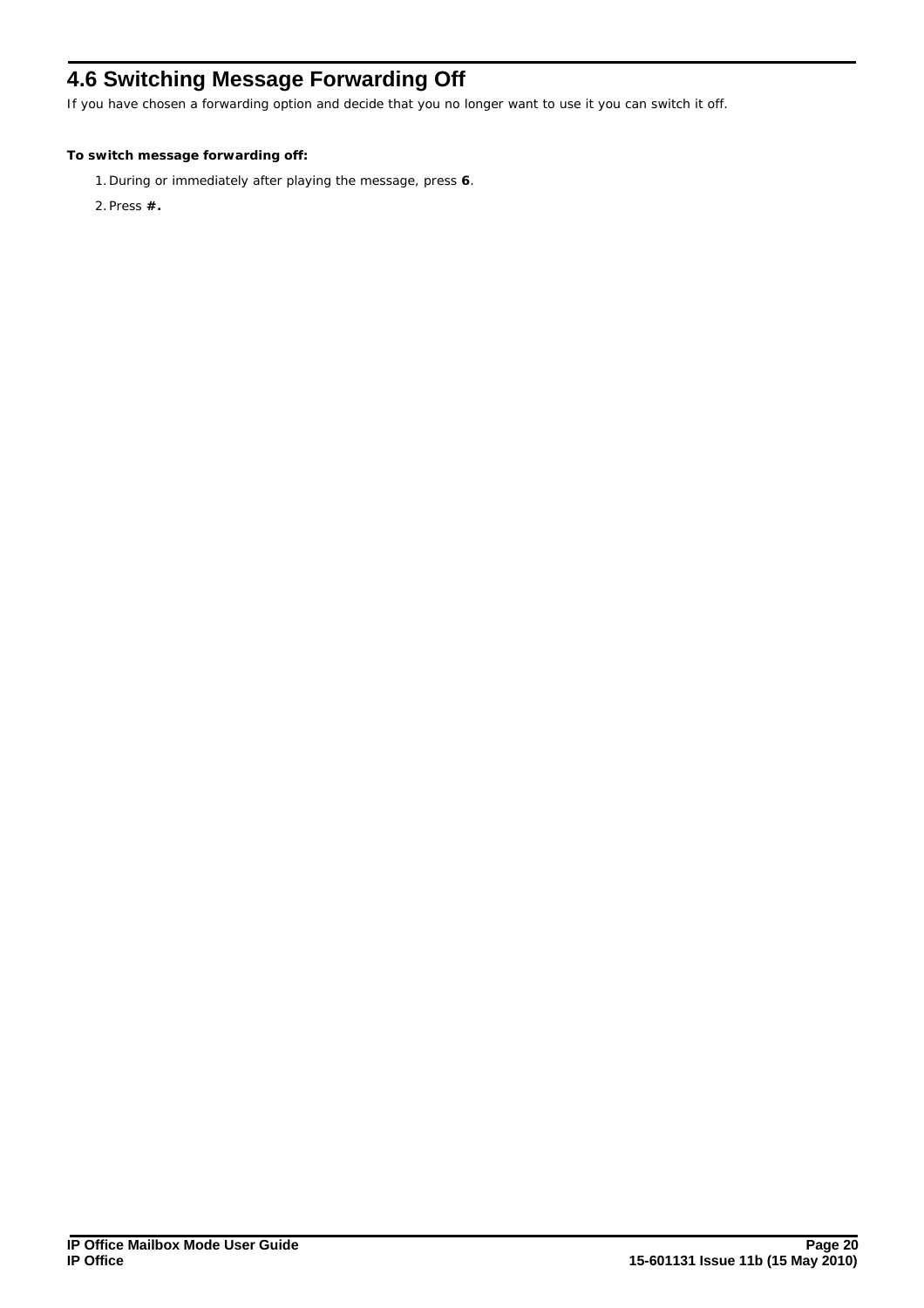## 4.6 Switching Message Forwarding Off

If you have chosen a forwarding option and decide that you no longer want to use it you can switch it off.

**To switch message forwarding off:**

1. During or immediately after playing the message, press **6**.
2. Press **#.**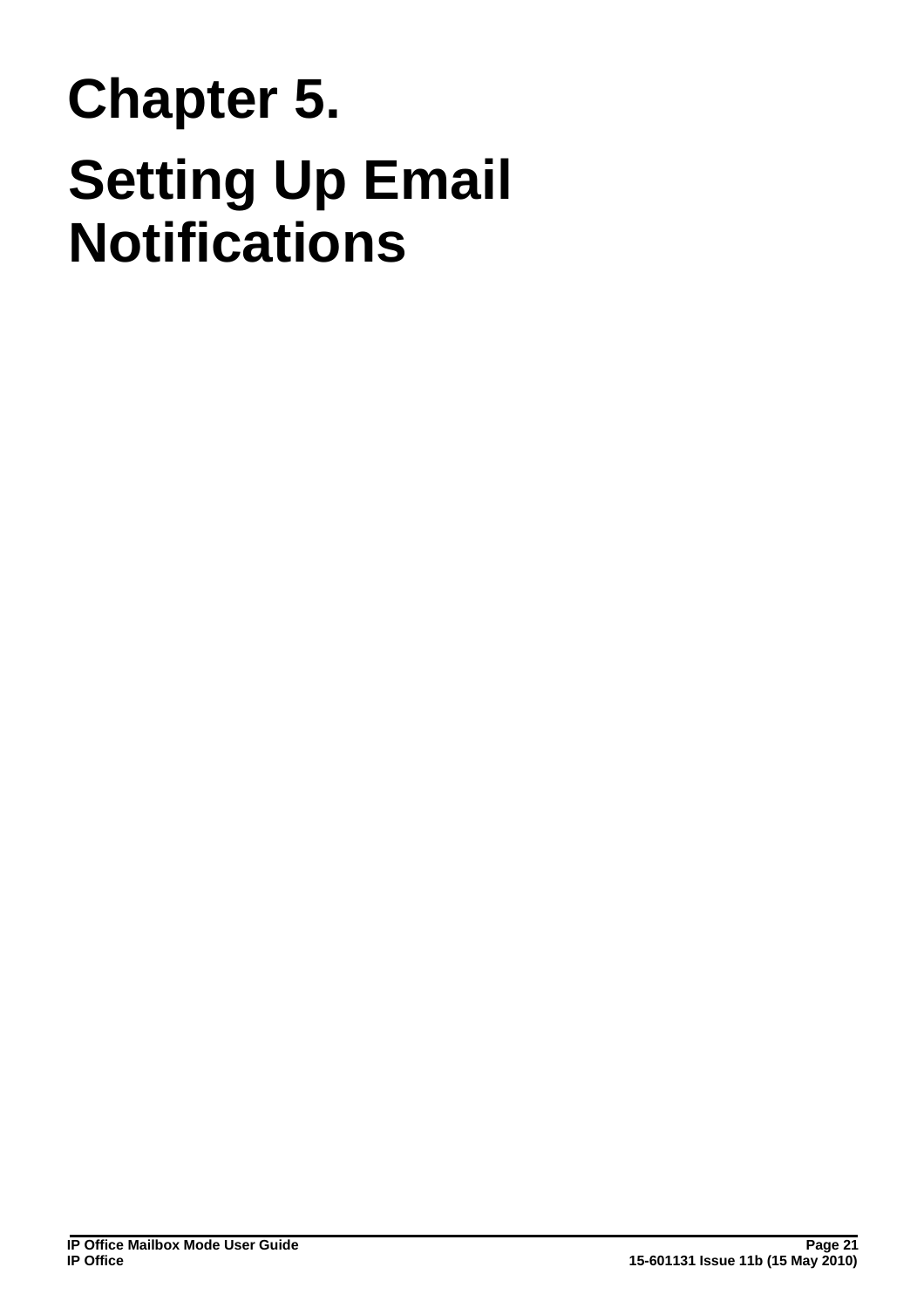# Chapter 5.

# Setting Up Email Notifications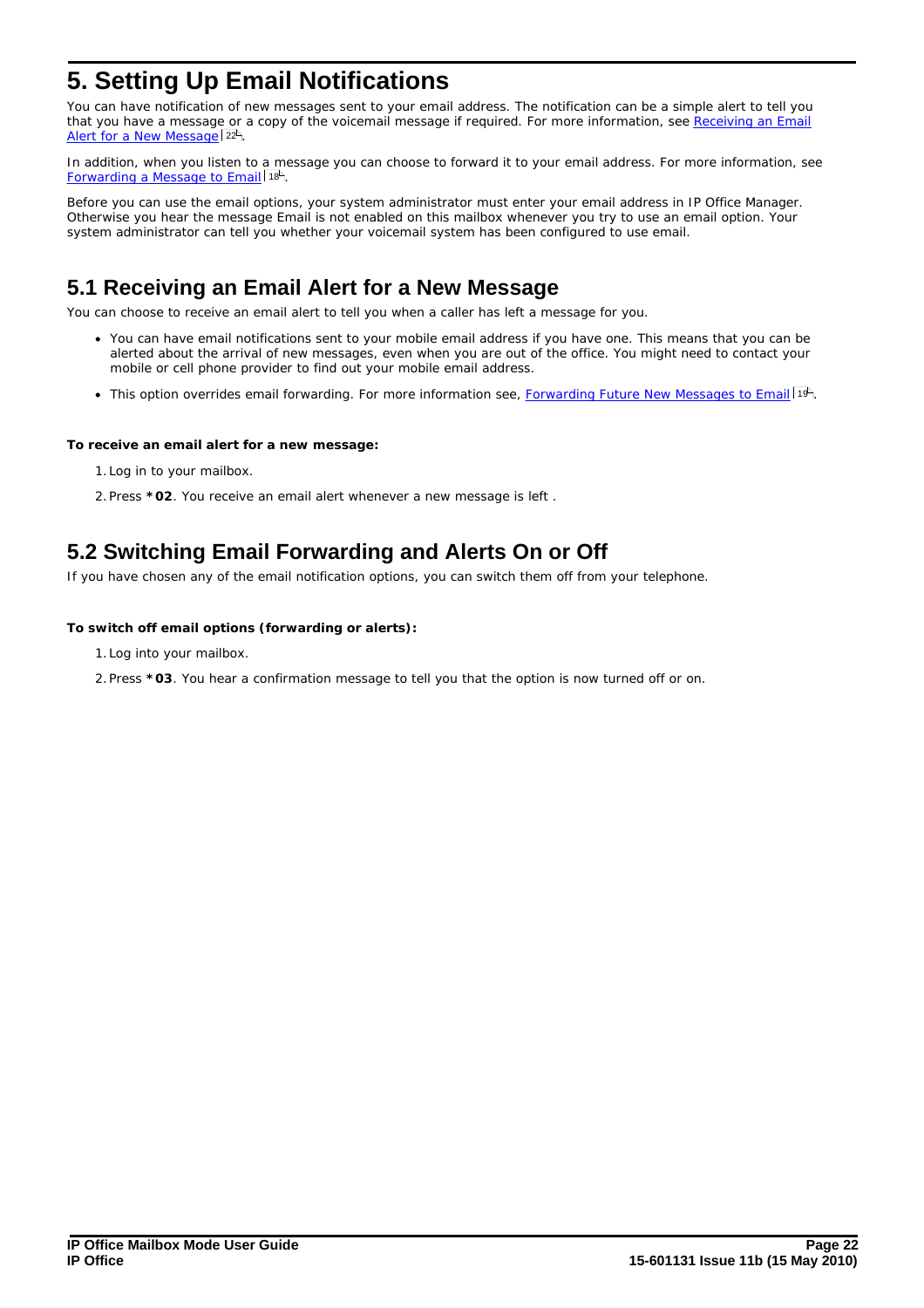# 5. Setting Up Email Notifications

You can have notification of new messages sent to your email address. The notification can be a simple alert to tell you that you have a message or a copy of the voicemail message if required. For more information, see Receiving an Email Alert for a New Message 22.

In addition, when you listen to a message you can choose to forward it to your email address. For more information, see Forwarding a Message to Email 18.

Before you can use the email options, your system administrator must enter your email address in IP Office Manager. Otherwise you hear the message Email is not enabled on this mailbox whenever you try to use an email option. Your system administrator can tell you whether your voicemail system has been configured to use email.

## 5.1 Receiving an Email Alert for a New Message

You can choose to receive an email alert to tell you when a caller has left a message for you.

- You can have email notifications sent to your mobile email address if you have one. This means that you can be alerted about the arrival of new messages, even when you are out of the office. You might need to contact your mobile or cell phone provider to find out your mobile email address.
- This option overrides email forwarding. For more information see, Forwarding Future New Messages to Email 19.

**To receive an email alert for a new message:**

1. Log in to your mailbox.
2. Press ***02**. You receive an email alert whenever a new message is left .

## 5.2 Switching Email Forwarding and Alerts On or Off

If you have chosen any of the email notification options, you can switch them off from your telephone.

**To switch off email options (forwarding or alerts):**

1. Log into your mailbox.
2. Press ***03**. You hear a confirmation message to tell you that the option is now turned off or on.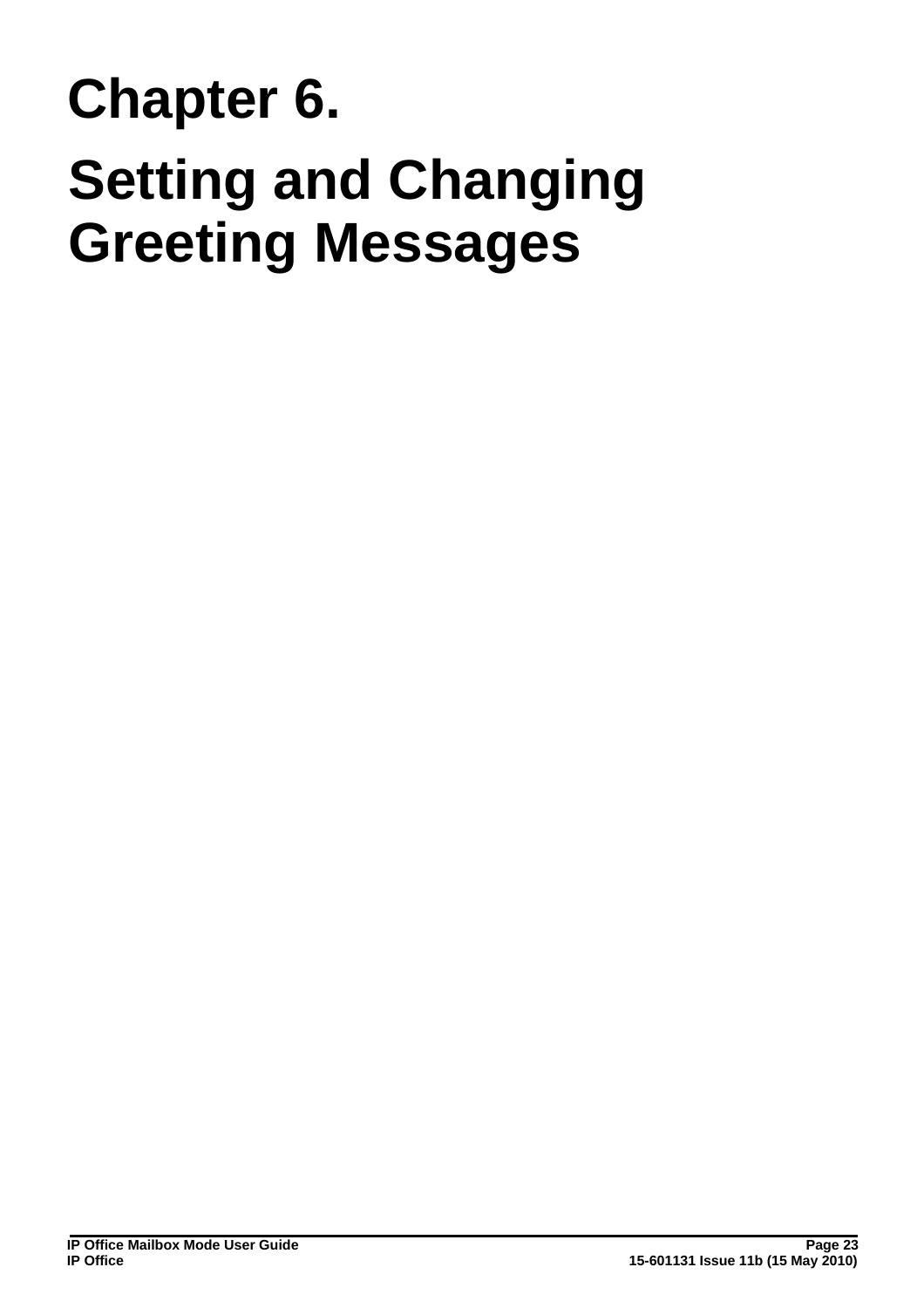# Chapter 6.

# Setting and Changing Greeting Messages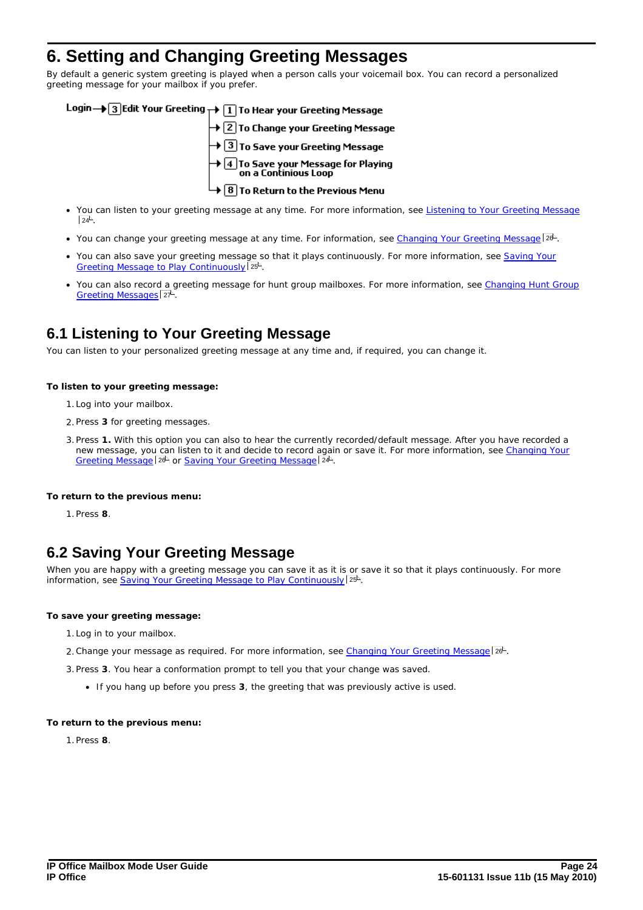# 6. Setting and Changing Greeting Messages

By default a generic system greeting is played when a person calls your voicemail box. You can record a personalized greeting message for your mailbox if you prefer.

**Login** → **3** **Edit Your Greeting**
- → **1** **To Hear your Greeting Message**
- → **2** **To Change your Greeting Message**
- → **3** **To Save your Greeting Message**
- → **4** **To Save your Message for Playing on a Continious Loop**
- → **8** **To Return to the Previous Menu**

- You can listen to your greeting message at any time. For more information, see Listening to Your Greeting Message 24.
- You can change your greeting message at any time. For information, see Changing Your Greeting Message 26.
- You can also save your greeting message so that it plays continuously. For more information, see Saving Your Greeting Message to Play Continuously 25.
- You can also record a greeting message for hunt group mailboxes. For more information, see Changing Hunt Group Greeting Messages 27.

## 6.1 Listening to Your Greeting Message

You can listen to your personalized greeting message at any time and, if required, you can change it.

**To listen to your greeting message:**

1. Log into your mailbox.
2. Press **3** for greeting messages.
3. Press **1.** With this option you can also to hear the currently recorded/default message. After you have recorded a new message, you can listen to it and decide to record again or save it. For more information, see Changing Your Greeting Message 26 or Saving Your Greeting Message 24.

**To return to the previous menu:**

1. Press **8**.

## 6.2 Saving Your Greeting Message

When you are happy with a greeting message you can save it as it is or save it so that it plays continuously. For more information, see Saving Your Greeting Message to Play Continuously 25.

**To save your greeting message:**

1. Log in to your mailbox.
2. Change your message as required. For more information, see Changing Your Greeting Message 26.
3. Press **3**. You hear a conformation prompt to tell you that your change was saved.
   - If you hang up before you press **3**, the greeting that was previously active is used.

**To return to the previous menu:**

1. Press **8**.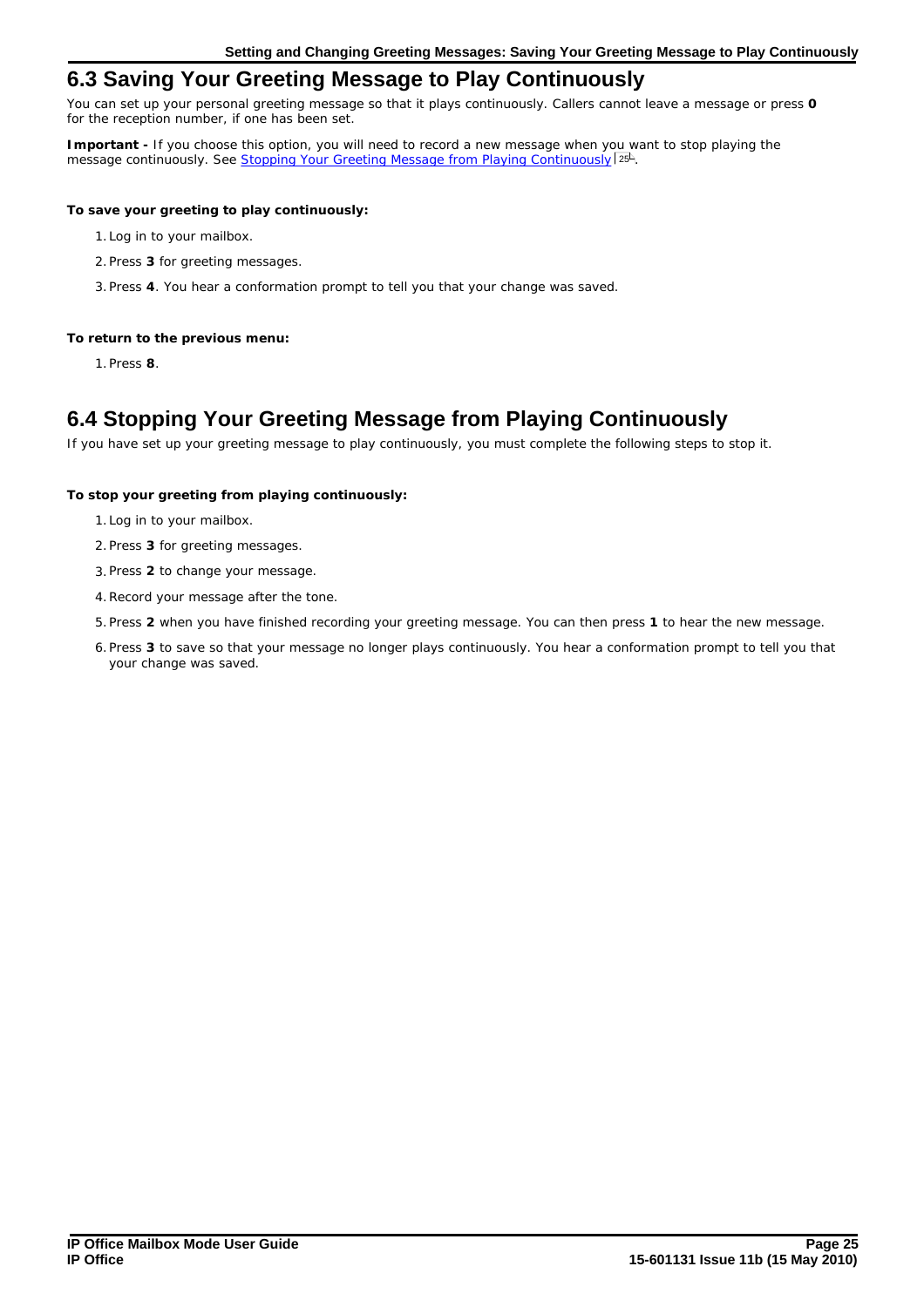## 6.3 Saving Your Greeting Message to Play Continuously

You can set up your personal greeting message so that it plays continuously. Callers cannot leave a message or press **0** for the reception number, if one has been set.

**Important -** If you choose this option, you will need to record a new message when you want to stop playing the message continuously. See Stopping Your Greeting Message from Playing Continuously 25.

**To save your greeting to play continuously:**

1. Log in to your mailbox.
2. Press **3** for greeting messages.
3. Press **4**. You hear a conformation prompt to tell you that your change was saved.

**To return to the previous menu:**

1. Press **8**.

## 6.4 Stopping Your Greeting Message from Playing Continuously

If you have set up your greeting message to play continuously, you must complete the following steps to stop it.

**To stop your greeting from playing continuously:**

1. Log in to your mailbox.
2. Press **3** for greeting messages.
3. Press **2** to change your message.
4. Record your message after the tone.
5. Press **2** when you have finished recording your greeting message. You can then press **1** to hear the new message.
6. Press **3** to save so that your message no longer plays continuously. You hear a conformation prompt to tell you that your change was saved.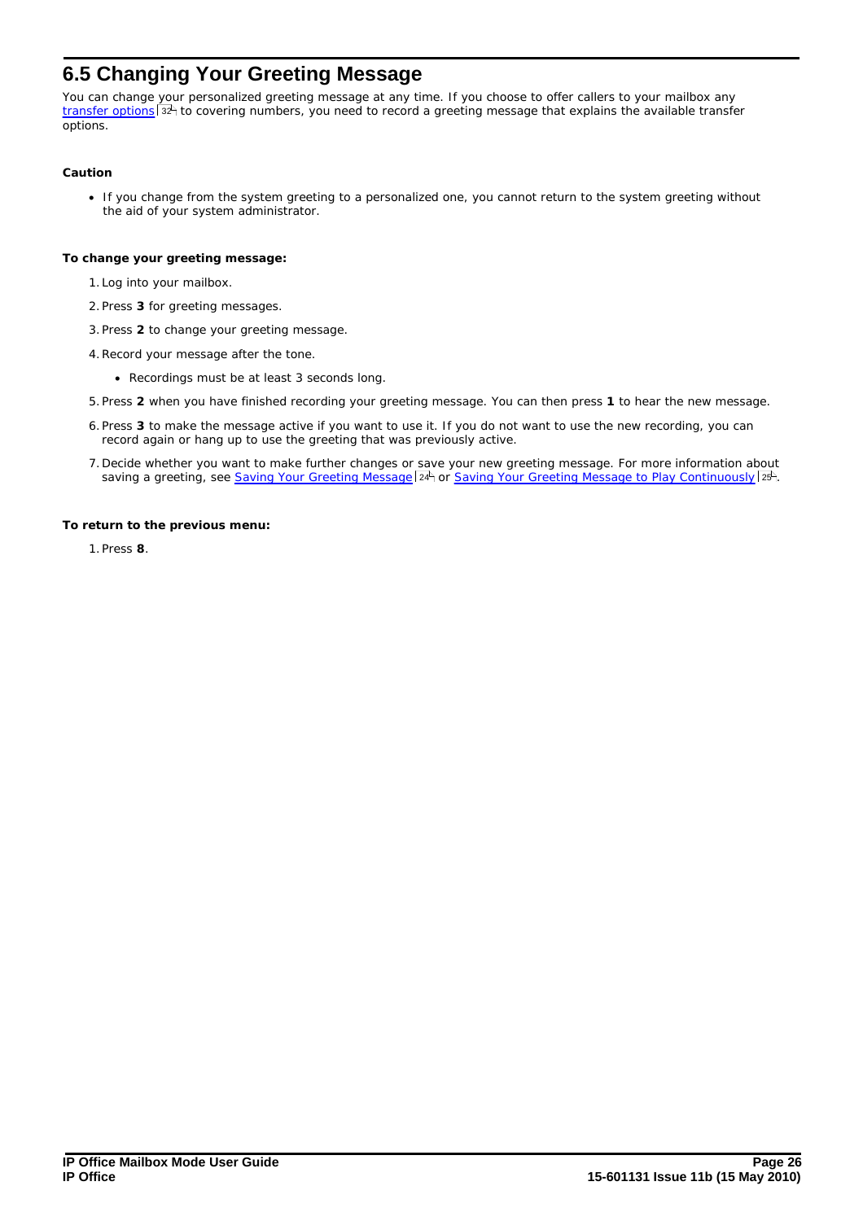## 6.5 Changing Your Greeting Message

You can change your personalized greeting message at any time. If you choose to offer callers to your mailbox any transfer options 32 to covering numbers, you need to record a greeting message that explains the available transfer options.

**Caution**

- If you change from the system greeting to a personalized one, you cannot return to the system greeting without the aid of your system administrator.

**To change your greeting message:**

1. Log into your mailbox.
2. Press **3** for greeting messages.
3. Press **2** to change your greeting message.
4. Record your message after the tone.
   - Recordings must be at least 3 seconds long.
5. Press **2** when you have finished recording your greeting message. You can then press **1** to hear the new message.
6. Press **3** to make the message active if you want to use it. If you do not want to use the new recording, you can record again or hang up to use the greeting that was previously active.
7. Decide whether you want to make further changes or save your new greeting message. For more information about saving a greeting, see Saving Your Greeting Message 24 or Saving Your Greeting Message to Play Continuously 25.

**To return to the previous menu:**

1. Press **8**.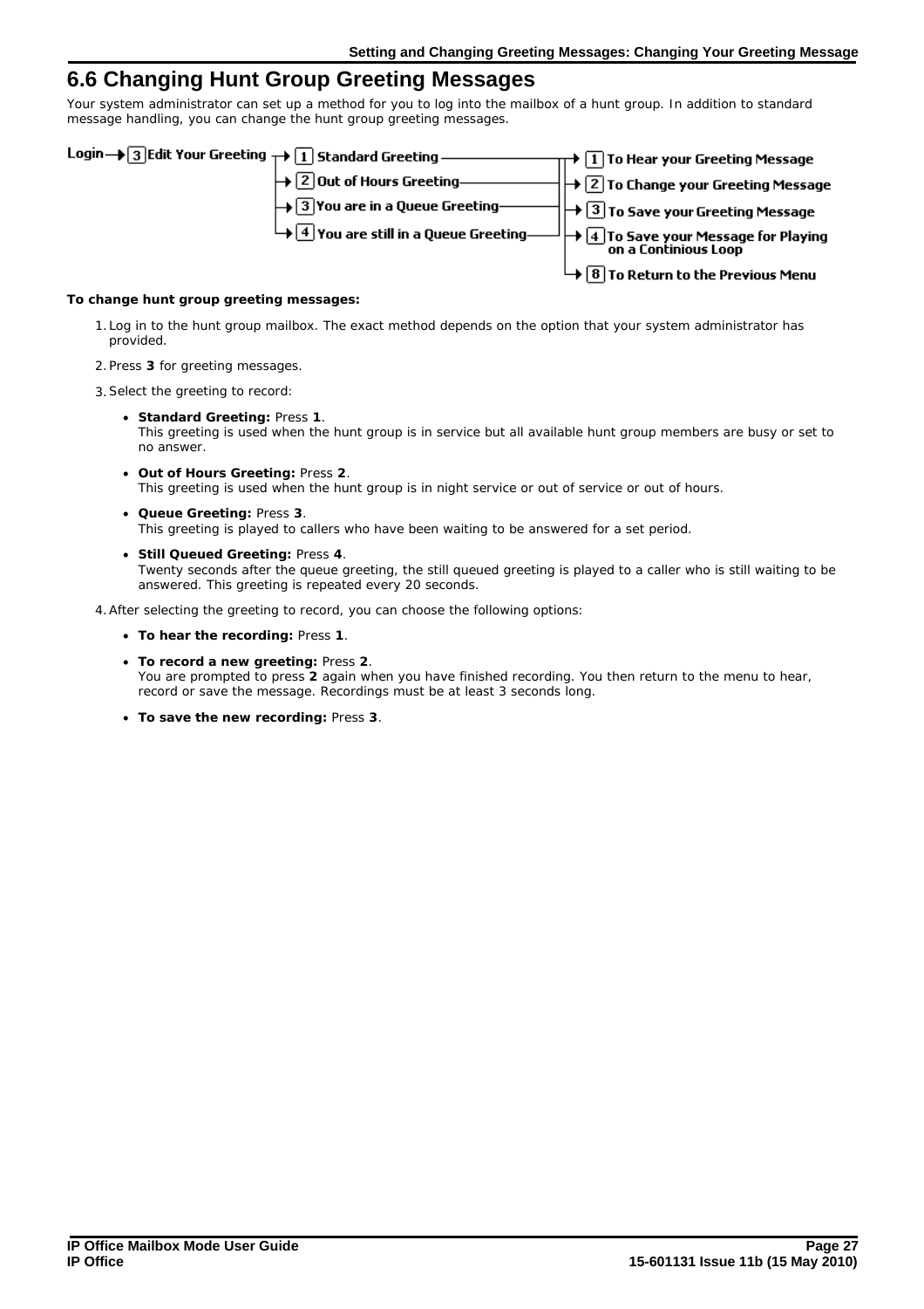## 6.6 Changing Hunt Group Greeting Messages

Your system administrator can set up a method for you to log into the mailbox of a hunt group. In addition to standard message handling, you can change the hunt group greeting messages.

Login → [3] Edit Your Greeting → [1] Standard Greeting / [2] Out of Hours Greeting / [3] You are in a Queue Greeting / [4] You are still in a Queue Greeting → [1] To Hear your Greeting Message / [2] To Change your Greeting Message / [3] To Save your Greeting Message / [4] To Save your Message for Playing on a Continious Loop / [8] To Return to the Previous Menu

**To change hunt group greeting messages:**

1. Log in to the hunt group mailbox. The exact method depends on the option that your system administrator has provided.
2. Press **3** for greeting messages.
3. Select the greeting to record:
   - **Standard Greeting:** Press **1**.
     This greeting is used when the hunt group is in service but all available hunt group members are busy or set to no answer.
   - **Out of Hours Greeting:** Press **2**.
     This greeting is used when the hunt group is in night service or out of service or out of hours.
   - **Queue Greeting:** Press **3**.
     This greeting is played to callers who have been waiting to be answered for a set period.
   - **Still Queued Greeting:** Press **4**.
     Twenty seconds after the queue greeting, the still queued greeting is played to a caller who is still waiting to be answered. This greeting is repeated every 20 seconds.
4. After selecting the greeting to record, you can choose the following options:
   - **To hear the recording:** Press **1**.
   - **To record a new greeting:** Press **2**.
     You are prompted to press **2** again when you have finished recording. You then return to the menu to hear, record or save the message. Recordings must be at least 3 seconds long.
   - **To save the new recording:** Press **3**.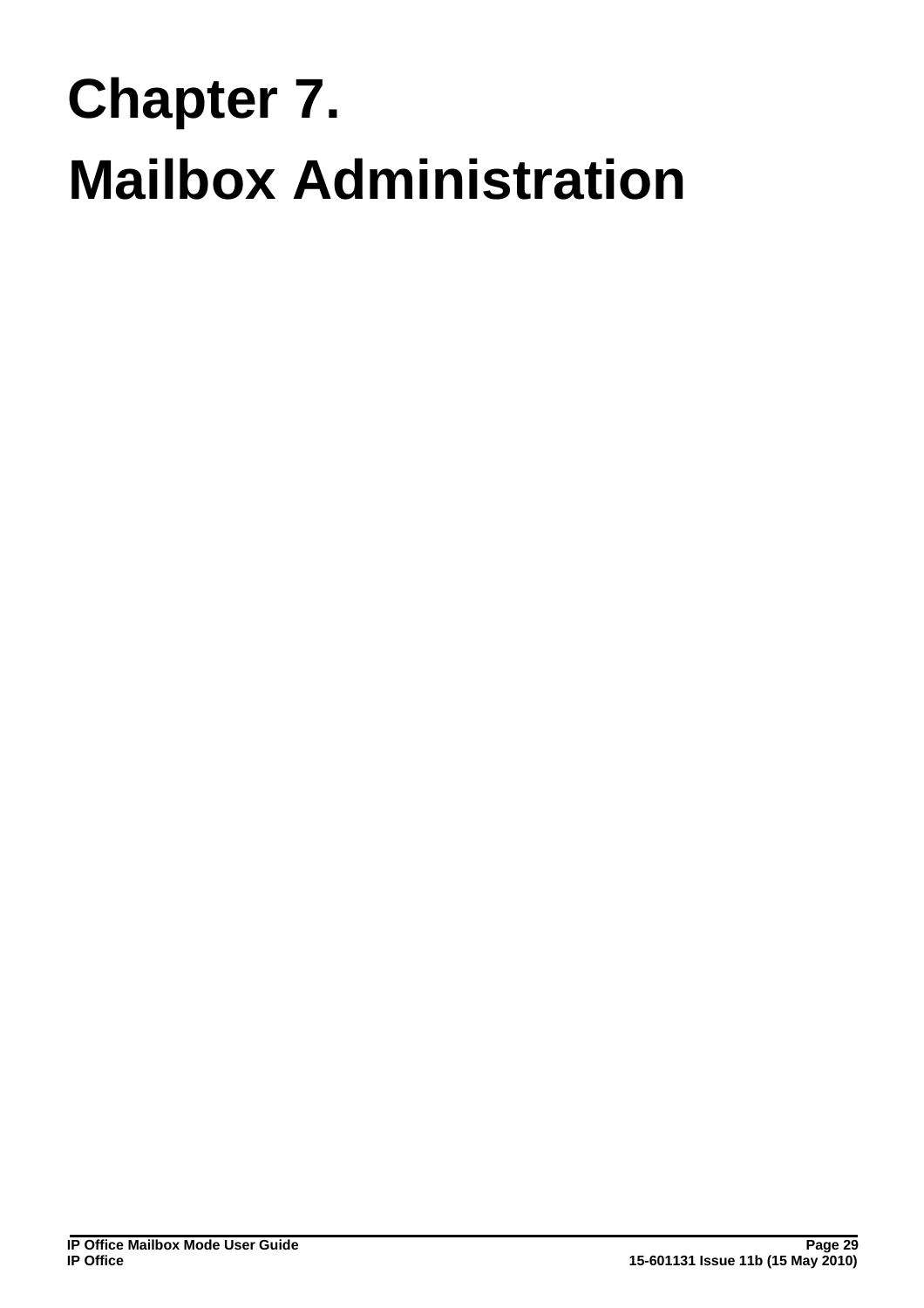# Chapter 7.
# Mailbox Administration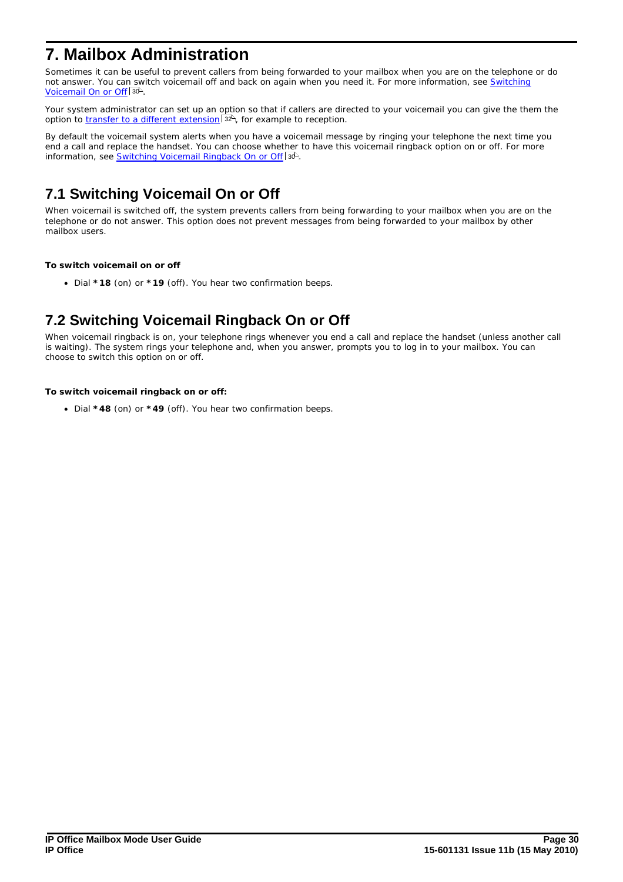# 7. Mailbox Administration

Sometimes it can be useful to prevent callers from being forwarded to your mailbox when you are on the telephone or do not answer. You can switch voicemail off and back on again when you need it. For more information, see Switching Voicemail On or Off 30.

Your system administrator can set up an option so that if callers are directed to your voicemail you can give the them the option to transfer to a different extension 32, for example to reception.

By default the voicemail system alerts when you have a voicemail message by ringing your telephone the next time you end a call and replace the handset. You can choose whether to have this voicemail ringback option on or off. For more information, see Switching Voicemail Ringback On or Off 30.

## 7.1 Switching Voicemail On or Off

When voicemail is switched off, the system prevents callers from being forwarding to your mailbox when you are on the telephone or do not answer. This option does not prevent messages from being forwarded to your mailbox by other mailbox users.

**To switch voicemail on or off**

- Dial ***18** (on) or ***19** (off). You hear two confirmation beeps.

## 7.2 Switching Voicemail Ringback On or Off

When voicemail ringback is on, your telephone rings whenever you end a call and replace the handset (unless another call is waiting). The system rings your telephone and, when you answer, prompts you to log in to your mailbox. You can choose to switch this option on or off.

**To switch voicemail ringback on or off:**

- Dial ***48** (on) or ***49** (off). You hear two confirmation beeps.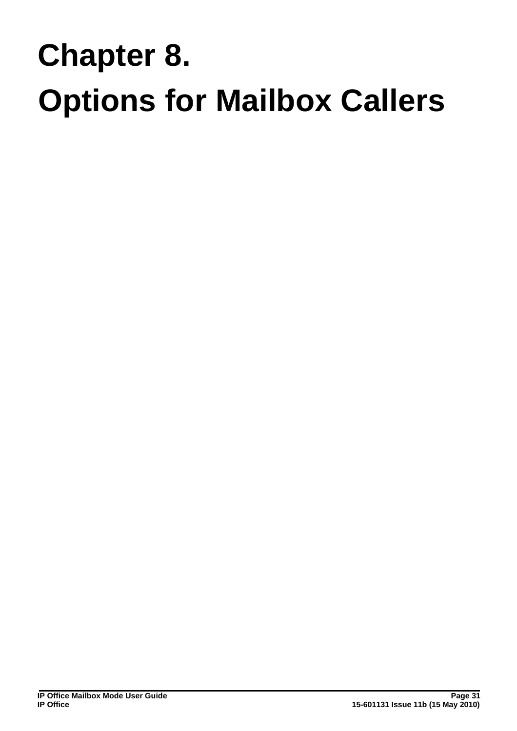# Chapter 8.
# Options for Mailbox Callers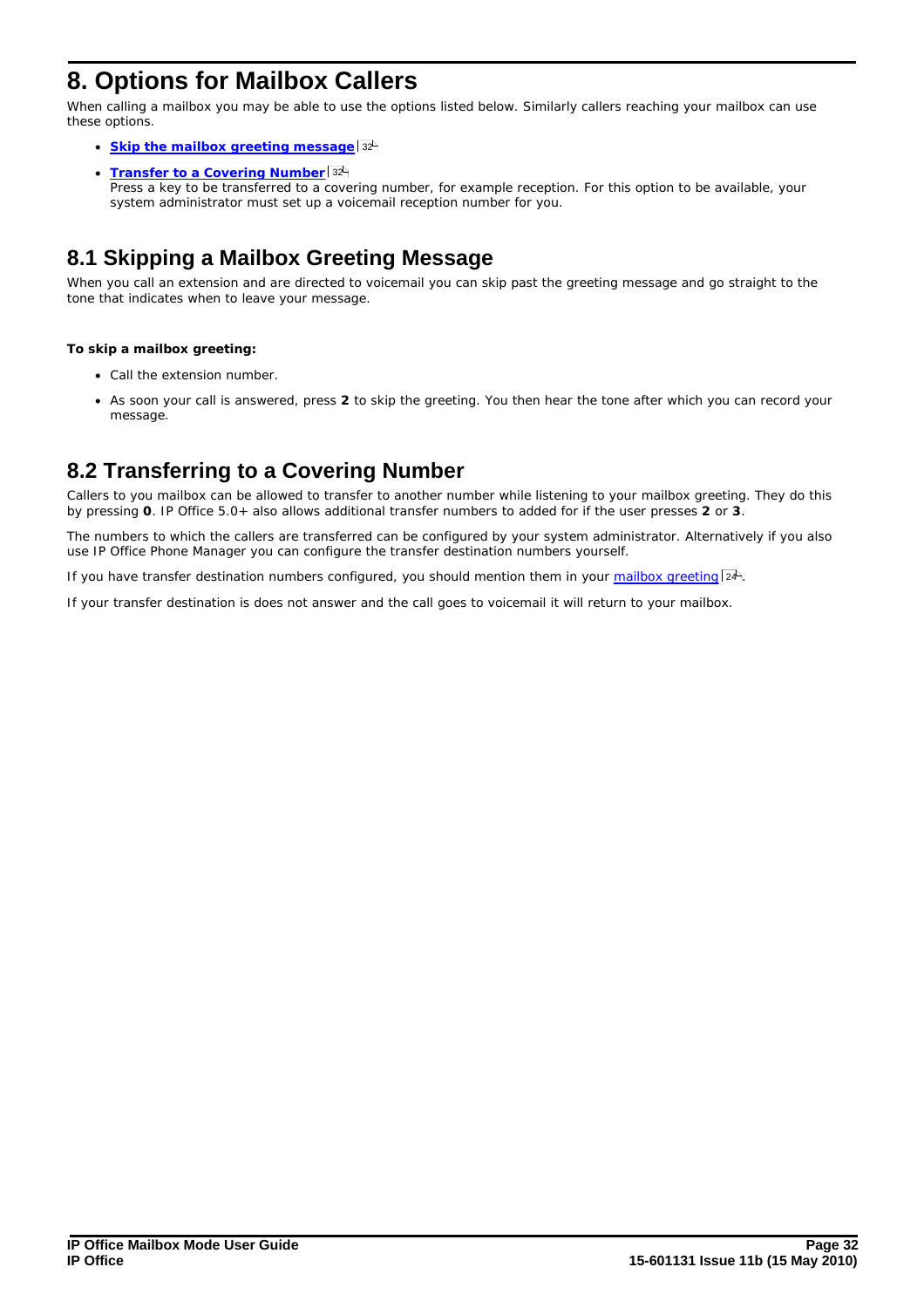# 8. Options for Mailbox Callers

When calling a mailbox you may be able to use the options listed below. Similarly callers reaching your mailbox can use these options.

- **Skip the mailbox greeting message** 32
- **Transfer to a Covering Number** 32
  Press a key to be transferred to a covering number, for example reception. For this option to be available, your system administrator must set up a voicemail reception number for you.

## 8.1 Skipping a Mailbox Greeting Message

When you call an extension and are directed to voicemail you can skip past the greeting message and go straight to the tone that indicates when to leave your message.

**To skip a mailbox greeting:**

- Call the extension number.
- As soon your call is answered, press **2** to skip the greeting. You then hear the tone after which you can record your message.

## 8.2 Transferring to a Covering Number

Callers to you mailbox can be allowed to transfer to another number while listening to your mailbox greeting. They do this by pressing **0**. IP Office 5.0+ also allows additional transfer numbers to added for if the user presses **2** or **3**.

The numbers to which the callers are transferred can be configured by your system administrator. Alternatively if you also use IP Office Phone Manager you can configure the transfer destination numbers yourself.

If you have transfer destination numbers configured, you should mention them in your mailbox greeting 24.

If your transfer destination is does not answer and the call goes to voicemail it will return to your mailbox.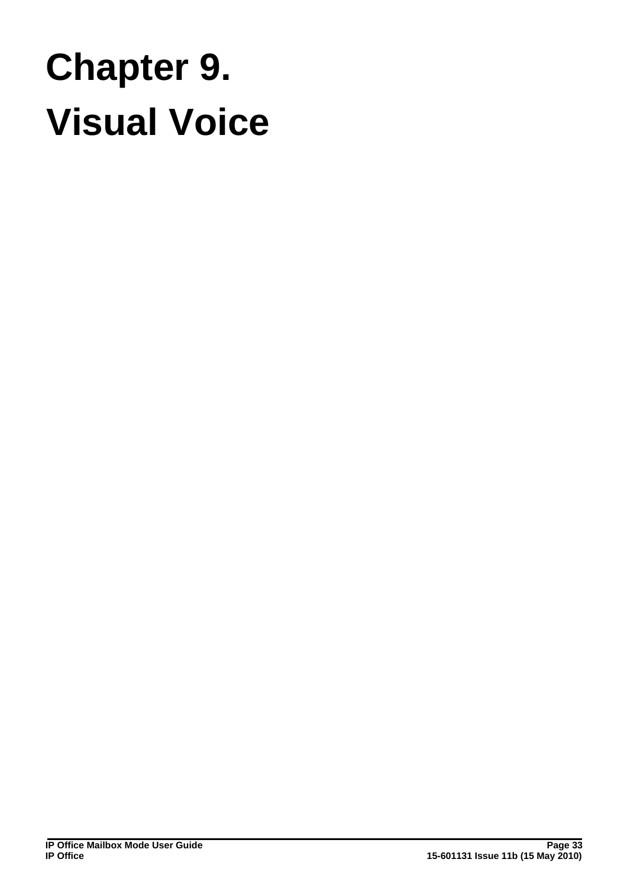# Chapter 9.
# Visual Voice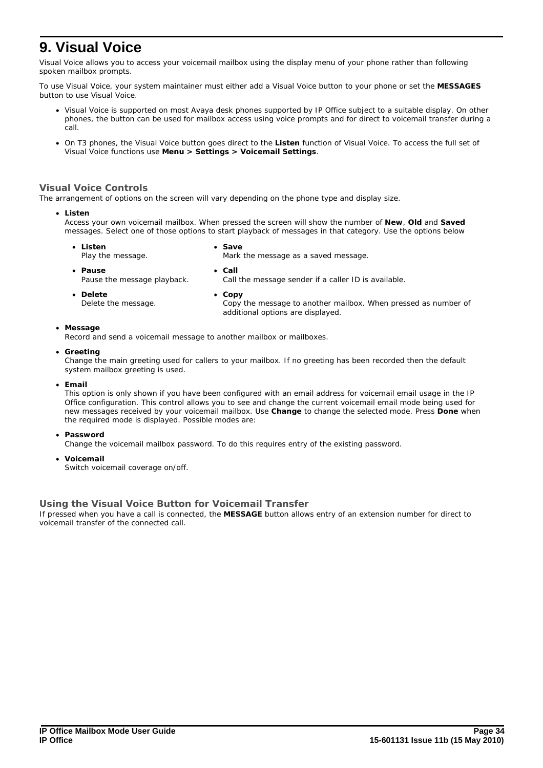# 9. Visual Voice

Visual Voice allows you to access your voicemail mailbox using the display menu of your phone rather than following spoken mailbox prompts.

To use Visual Voice, your system maintainer must either add a Visual Voice button to your phone or set the **MESSAGES** button to use Visual Voice.

- Visual Voice is supported on most Avaya desk phones supported by IP Office subject to a suitable display. On other phones, the button can be used for mailbox access using voice prompts and for direct to voicemail transfer during a call.
- On T3 phones, the Visual Voice button goes direct to the **Listen** function of Visual Voice. To access the full set of Visual Voice functions use **Menu > Settings > Voicemail Settings**.

## Visual Voice Controls

The arrangement of options on the screen will vary depending on the phone type and display size.

- **Listen**
  Access your own voicemail mailbox. When pressed the screen will show the number of **New**, **Old** and **Saved** messages. Select one of those options to start playback of messages in that category. Use the options below
  - **Listen**
    Play the message.
  - **Pause**
    Pause the message playback.
  - **Delete**
    Delete the message.
  - **Save**
    Mark the message as a saved message.
  - **Call**
    Call the message sender if a caller ID is available.
  - **Copy**
    Copy the message to another mailbox. When pressed as number of additional options are displayed.
- **Message**
  Record and send a voicemail message to another mailbox or mailboxes.
- **Greeting**
  Change the main greeting used for callers to your mailbox. If no greeting has been recorded then the default system mailbox greeting is used.
- **Email**
  This option is only shown if you have been configured with an email address for voicemail email usage in the IP Office configuration. This control allows you to see and change the current voicemail email mode being used for new messages received by your voicemail mailbox. Use **Change** to change the selected mode. Press **Done** when the required mode is displayed. Possible modes are:
- **Password**
  Change the voicemail mailbox password. To do this requires entry of the existing password.
- **Voicemail**
  Switch voicemail coverage on/off.

## Using the Visual Voice Button for Voicemail Transfer

If pressed when you have a call is connected, the **MESSAGE** button allows entry of an extension number for direct to voicemail transfer of the connected call.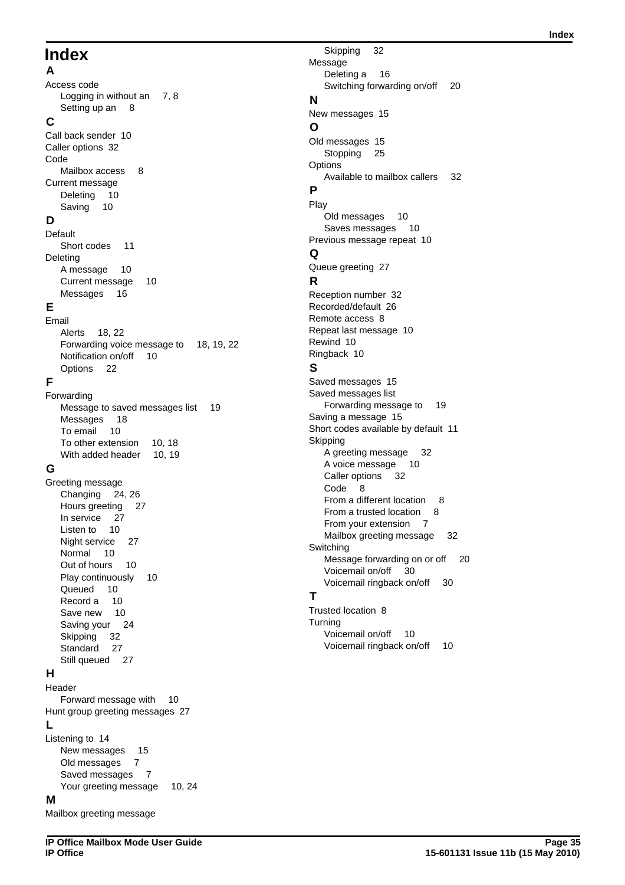# Index

## A

Access code
- Logging in without an 7, 8
- Setting up an 8

## C

Call back sender 10
Caller options 32
Code
- Mailbox access 8

Current message
- Deleting 10
- Saving 10

## D

Default
- Short codes 11

Deleting
- A message 10
- Current message 10
- Messages 16

## E

Email
- Alerts 18, 22
- Forwarding voice message to 18, 19, 22
- Notification on/off 10
- Options 22

## F

Forwarding
- Message to saved messages list 19
- Messages 18
- To email 10
- To other extension 10, 18
- With added header 10, 19

## G

Greeting message
- Changing 24, 26
- Hours greeting 27
- In service 27
- Listen to 10
- Night service 27
- Normal 10
- Out of hours 10
- Play continuously 10
- Queued 10
- Record a 10
- Save new 10
- Saving your 24
- Skipping 32
- Standard 27
- Still queued 27

## H

Header
- Forward message with 10

Hunt group greeting messages 27

## L

Listening to 14
- New messages 15
- Old messages 7
- Saved messages 7
- Your greeting message 10, 24

## M

Mailbox greeting message
- Skipping 32

Message
- Deleting a 16
- Switching forwarding on/off 20

## N

New messages 15

## O

Old messages 15
- Stopping 25

Options
- Available to mailbox callers 32

## P

Play
- Old messages 10
- Saves messages 10

Previous message repeat 10

## Q

Queue greeting 27

## R

Reception number 32
Recorded/default 26
Remote access 8
Repeat last message 10
Rewind 10
Ringback 10

## S

Saved messages 15
Saved messages list
- Forwarding message to 19

Saving a message 15
Short codes available by default 11
Skipping
- A greeting message 32
- A voice message 10
- Caller options 32
- Code 8
- From a different location 8
- From a trusted location 8
- From your extension 7
- Mailbox greeting message 32

Switching
- Message forwarding on or off 20
- Voicemail on/off 30
- Voicemail ringback on/off 30

## T

Trusted location 8
Turning
- Voicemail on/off 10
- Voicemail ringback on/off 10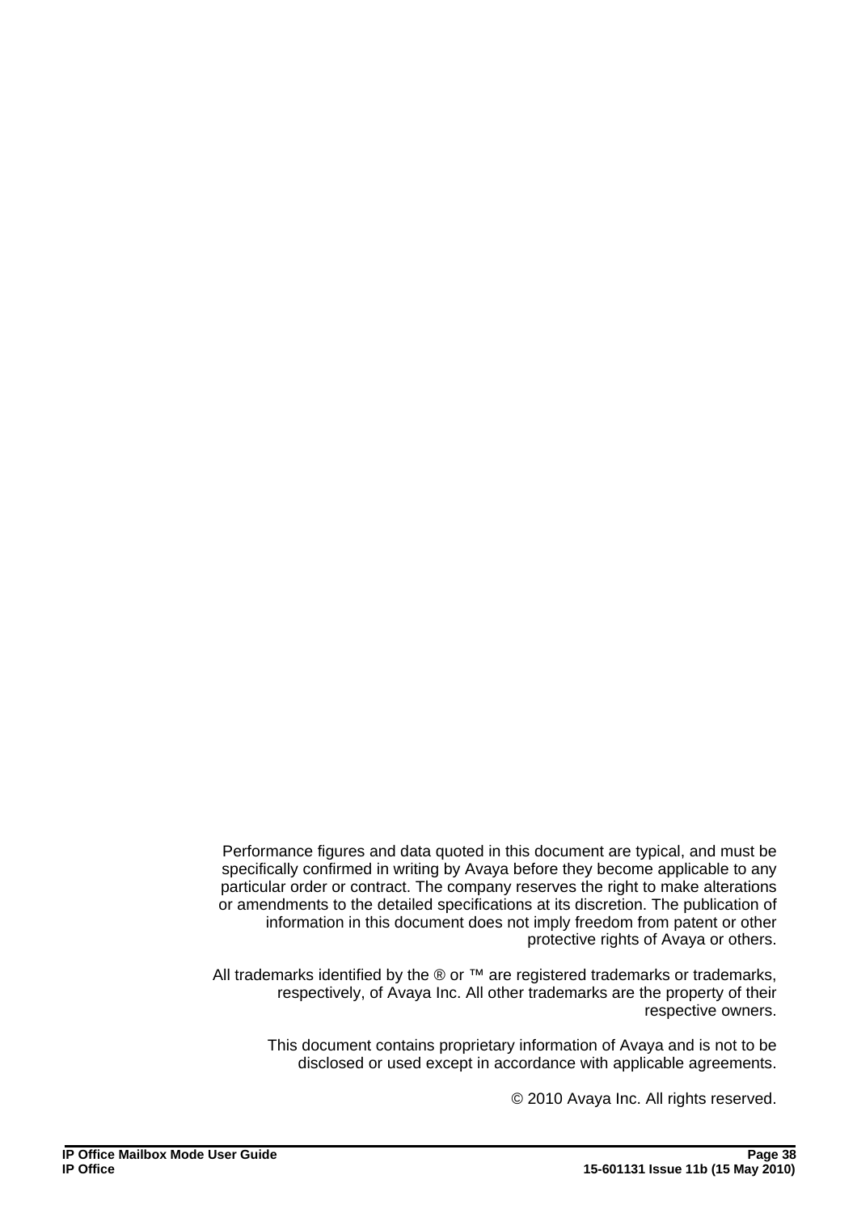Performance figures and data quoted in this document are typical, and must be specifically confirmed in writing by Avaya before they become applicable to any particular order or contract. The company reserves the right to make alterations or amendments to the detailed specifications at its discretion. The publication of information in this document does not imply freedom from patent or other protective rights of Avaya or others.

All trademarks identified by the ® or ™ are registered trademarks or trademarks, respectively, of Avaya Inc. All other trademarks are the property of their respective owners.

This document contains proprietary information of Avaya and is not to be disclosed or used except in accordance with applicable agreements.

© 2010 Avaya Inc. All rights reserved.